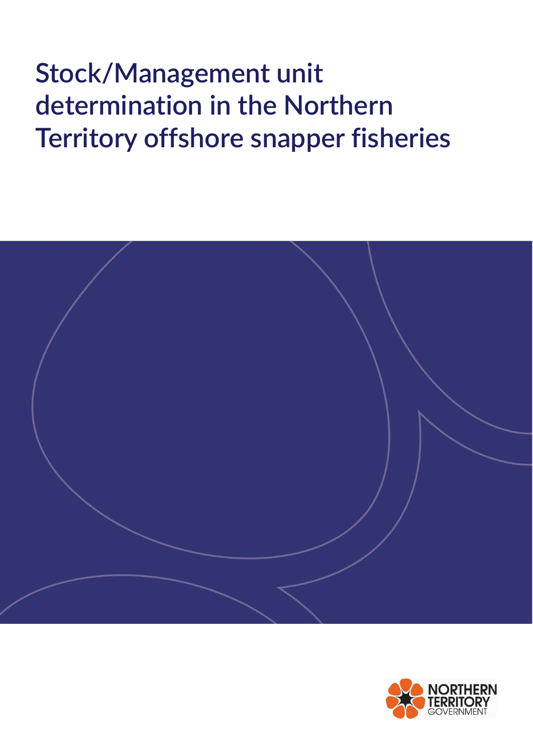# Stock/Management unit determination in the Northern Territory offshore snapper fisheries

NORTHERN TERRITORY GOVERNMENT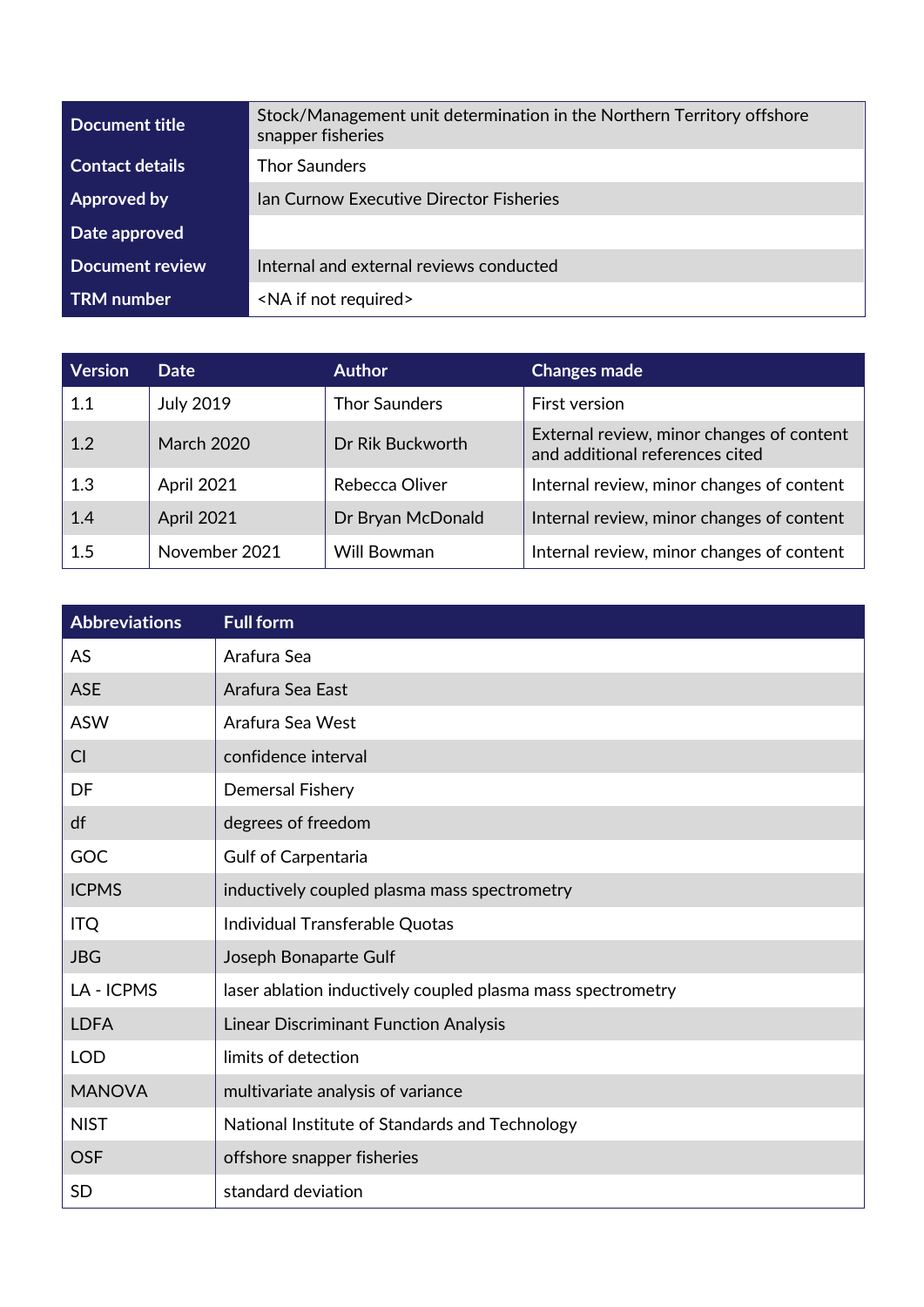| Document title | Stock/Management unit determination in the Northern Territory offshore snapper fisheries |
|---|---|
| Contact details | Thor Saunders |
| Approved by | Ian Curnow Executive Director Fisheries |
| Date approved | |
| Document review | Internal and external reviews conducted |
| TRM number | <NA if not required> |

| Version | Date | Author | Changes made |
|---|---|---|---|
| 1.1 | July 2019 | Thor Saunders | First version |
| 1.2 | March 2020 | Dr Rik Buckworth | External review, minor changes of content and additional references cited |
| 1.3 | April 2021 | Rebecca Oliver | Internal review, minor changes of content |
| 1.4 | April 2021 | Dr Bryan McDonald | Internal review, minor changes of content |
| 1.5 | November 2021 | Will Bowman | Internal review, minor changes of content |

| Abbreviations | Full form |
|---|---|
| AS | Arafura Sea |
| ASE | Arafura Sea East |
| ASW | Arafura Sea West |
| CI | confidence interval |
| DF | Demersal Fishery |
| df | degrees of freedom |
| GOC | Gulf of Carpentaria |
| ICPMS | inductively coupled plasma mass spectrometry |
| ITQ | Individual Transferable Quotas |
| JBG | Joseph Bonaparte Gulf |
| LA - ICPMS | laser ablation inductively coupled plasma mass spectrometry |
| LDFA | Linear Discriminant Function Analysis |
| LOD | limits of detection |
| MANOVA | multivariate analysis of variance |
| NIST | National Institute of Standards and Technology |
| OSF | offshore snapper fisheries |
| SD | standard deviation |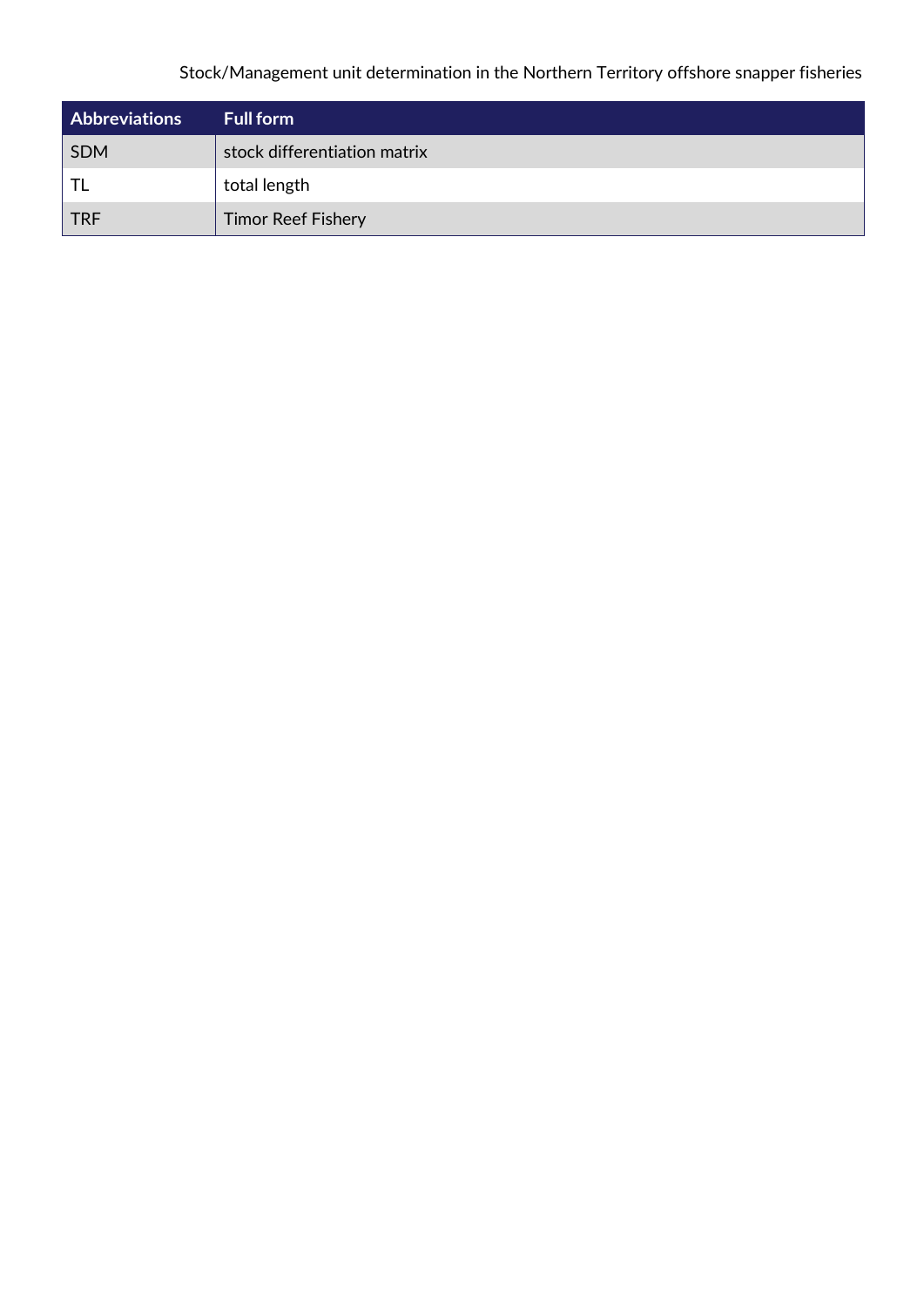| Abbreviations | Full form |
| --- | --- |
| SDM | stock differentiation matrix |
| TL | total length |
| TRF | Timor Reef Fishery |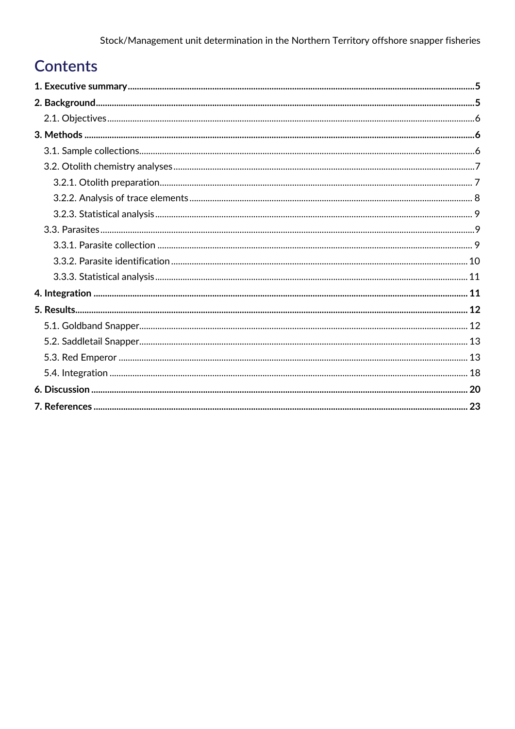# Contents

**1. Executive summary** .......... **5**

**2. Background** .......... **5**

- 2.1. Objectives .......... 6

**3. Methods** .......... **6**

- 3.1. Sample collections .......... 6
- 3.2. Otolith chemistry analyses .......... 7
  - 3.2.1. Otolith preparation .......... 7
  - 3.2.2. Analysis of trace elements .......... 8
  - 3.2.3. Statistical analysis .......... 9
- 3.3. Parasites .......... 9
  - 3.3.1. Parasite collection .......... 9
  - 3.3.2. Parasite identification .......... 10
  - 3.3.3. Statistical analysis .......... 11

**4. Integration** .......... **11**

**5. Results** .......... **12**

- 5.1. Goldband Snapper .......... 12
- 5.2. Saddletail Snapper .......... 13
- 5.3. Red Emperor .......... 13
- 5.4. Integration .......... 18

**6. Discussion** .......... **20**

**7. References** .......... **23**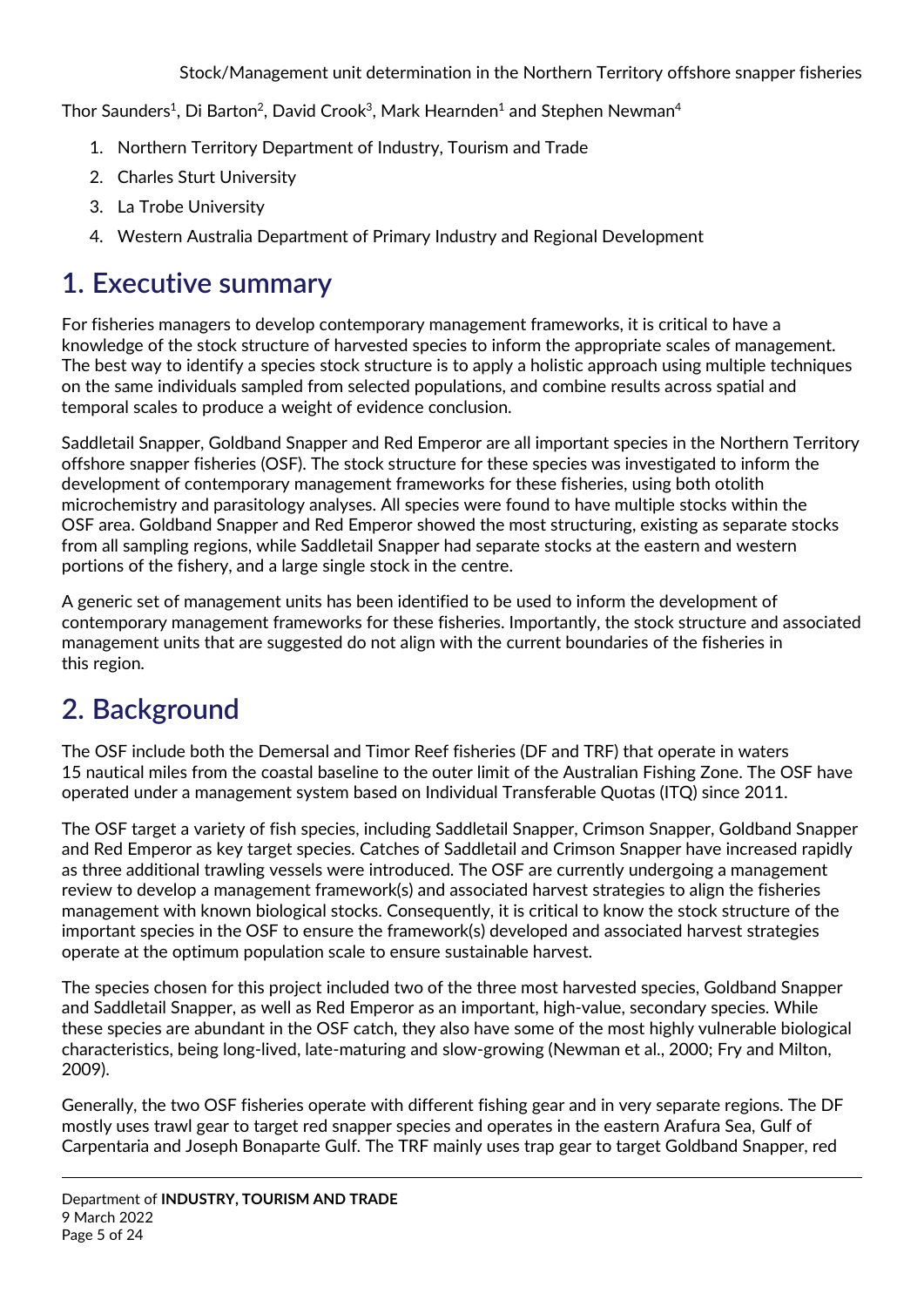Stock/Management unit determination in the Northern Territory offshore snapper fisheries

Thor Saunders[1], Di Barton[2], David Crook[3], Mark Hearnden[1] and Stephen Newman[4]

1. Northern Territory Department of Industry, Tourism and Trade
2. Charles Sturt University
3. La Trobe University
4. Western Australia Department of Primary Industry and Regional Development

# 1. Executive summary

For fisheries managers to develop contemporary management frameworks, it is critical to have a knowledge of the stock structure of harvested species to inform the appropriate scales of management. The best way to identify a species stock structure is to apply a holistic approach using multiple techniques on the same individuals sampled from selected populations, and combine results across spatial and temporal scales to produce a weight of evidence conclusion.

Saddletail Snapper, Goldband Snapper and Red Emperor are all important species in the Northern Territory offshore snapper fisheries (OSF). The stock structure for these species was investigated to inform the development of contemporary management frameworks for these fisheries, using both otolith microchemistry and parasitology analyses. All species were found to have multiple stocks within the OSF area. Goldband Snapper and Red Emperor showed the most structuring, existing as separate stocks from all sampling regions, while Saddletail Snapper had separate stocks at the eastern and western portions of the fishery, and a large single stock in the centre.

A generic set of management units has been identified to be used to inform the development of contemporary management frameworks for these fisheries. Importantly, the stock structure and associated management units that are suggested do not align with the current boundaries of the fisheries in this region.

# 2. Background

The OSF include both the Demersal and Timor Reef fisheries (DF and TRF) that operate in waters 15 nautical miles from the coastal baseline to the outer limit of the Australian Fishing Zone. The OSF have operated under a management system based on Individual Transferable Quotas (ITQ) since 2011.

The OSF target a variety of fish species, including Saddletail Snapper, Crimson Snapper, Goldband Snapper and Red Emperor as key target species. Catches of Saddletail and Crimson Snapper have increased rapidly as three additional trawling vessels were introduced. The OSF are currently undergoing a management review to develop a management framework(s) and associated harvest strategies to align the fisheries management with known biological stocks. Consequently, it is critical to know the stock structure of the important species in the OSF to ensure the framework(s) developed and associated harvest strategies operate at the optimum population scale to ensure sustainable harvest.

The species chosen for this project included two of the three most harvested species, Goldband Snapper and Saddletail Snapper, as well as Red Emperor as an important, high-value, secondary species. While these species are abundant in the OSF catch, they also have some of the most highly vulnerable biological characteristics, being long-lived, late-maturing and slow-growing (Newman et al., 2000; Fry and Milton, 2009).

Generally, the two OSF fisheries operate with different fishing gear and in very separate regions. The DF mostly uses trawl gear to target red snapper species and operates in the eastern Arafura Sea, Gulf of Carpentaria and Joseph Bonaparte Gulf. The TRF mainly uses trap gear to target Goldband Snapper, red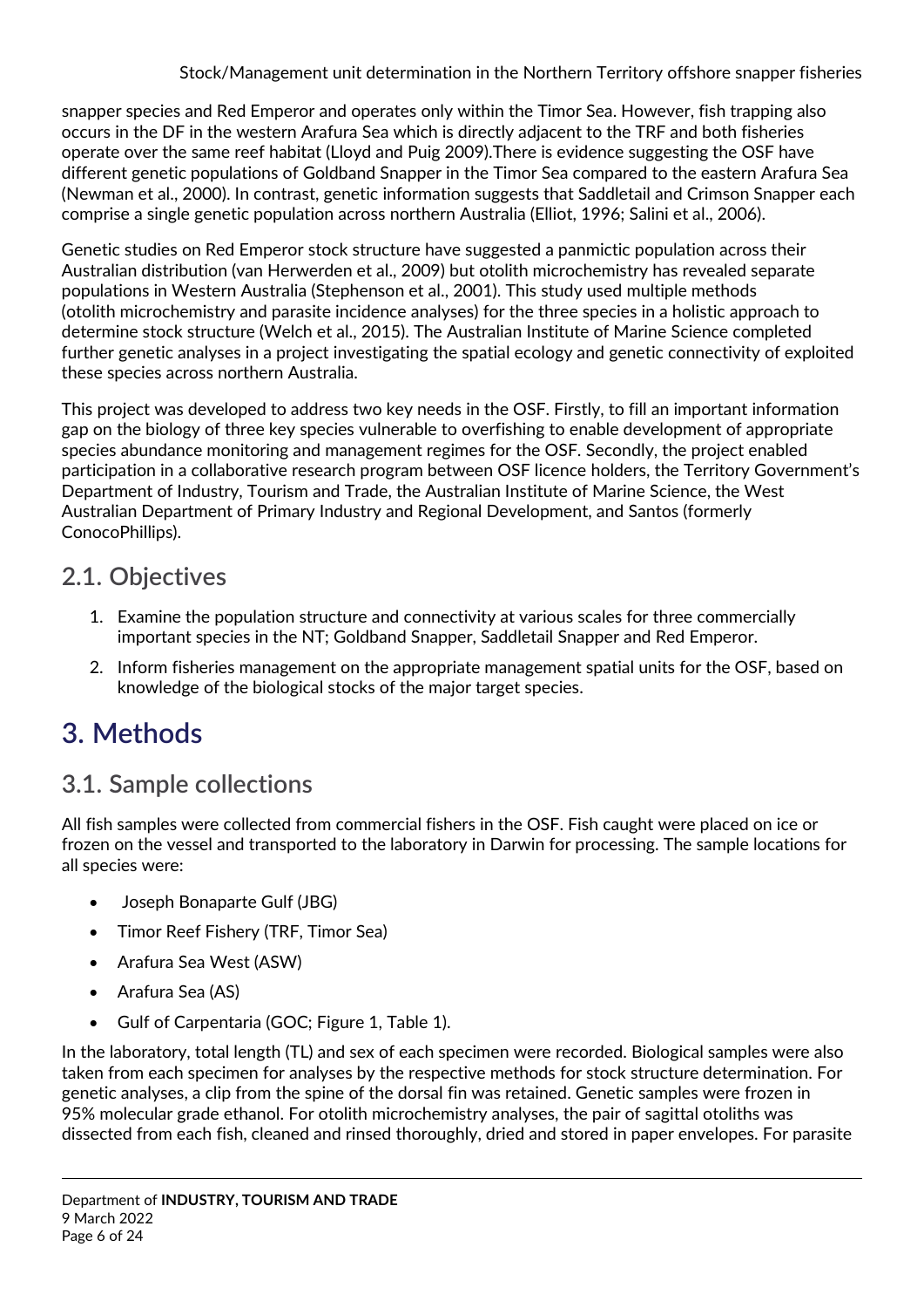snapper species and Red Emperor and operates only within the Timor Sea. However, fish trapping also occurs in the DF in the western Arafura Sea which is directly adjacent to the TRF and both fisheries operate over the same reef habitat (Lloyd and Puig 2009).There is evidence suggesting the OSF have different genetic populations of Goldband Snapper in the Timor Sea compared to the eastern Arafura Sea (Newman et al., 2000). In contrast, genetic information suggests that Saddletail and Crimson Snapper each comprise a single genetic population across northern Australia (Elliot, 1996; Salini et al., 2006).

Genetic studies on Red Emperor stock structure have suggested a panmictic population across their Australian distribution (van Herwerden et al., 2009) but otolith microchemistry has revealed separate populations in Western Australia (Stephenson et al., 2001). This study used multiple methods (otolith microchemistry and parasite incidence analyses) for the three species in a holistic approach to determine stock structure (Welch et al., 2015). The Australian Institute of Marine Science completed further genetic analyses in a project investigating the spatial ecology and genetic connectivity of exploited these species across northern Australia.

This project was developed to address two key needs in the OSF. Firstly, to fill an important information gap on the biology of three key species vulnerable to overfishing to enable development of appropriate species abundance monitoring and management regimes for the OSF. Secondly, the project enabled participation in a collaborative research program between OSF licence holders, the Territory Government's Department of Industry, Tourism and Trade, the Australian Institute of Marine Science, the West Australian Department of Primary Industry and Regional Development, and Santos (formerly ConocoPhillips).

## 2.1. Objectives

1. Examine the population structure and connectivity at various scales for three commercially important species in the NT; Goldband Snapper, Saddletail Snapper and Red Emperor.
2. Inform fisheries management on the appropriate management spatial units for the OSF, based on knowledge of the biological stocks of the major target species.

# 3. Methods

## 3.1. Sample collections

All fish samples were collected from commercial fishers in the OSF. Fish caught were placed on ice or frozen on the vessel and transported to the laboratory in Darwin for processing. The sample locations for all species were:

- Joseph Bonaparte Gulf (JBG)
- Timor Reef Fishery (TRF, Timor Sea)
- Arafura Sea West (ASW)
- Arafura Sea (AS)
- Gulf of Carpentaria (GOC; Figure 1, Table 1).

In the laboratory, total length (TL) and sex of each specimen were recorded. Biological samples were also taken from each specimen for analyses by the respective methods for stock structure determination. For genetic analyses, a clip from the spine of the dorsal fin was retained. Genetic samples were frozen in 95% molecular grade ethanol. For otolith microchemistry analyses, the pair of sagittal otoliths was dissected from each fish, cleaned and rinsed thoroughly, dried and stored in paper envelopes. For parasite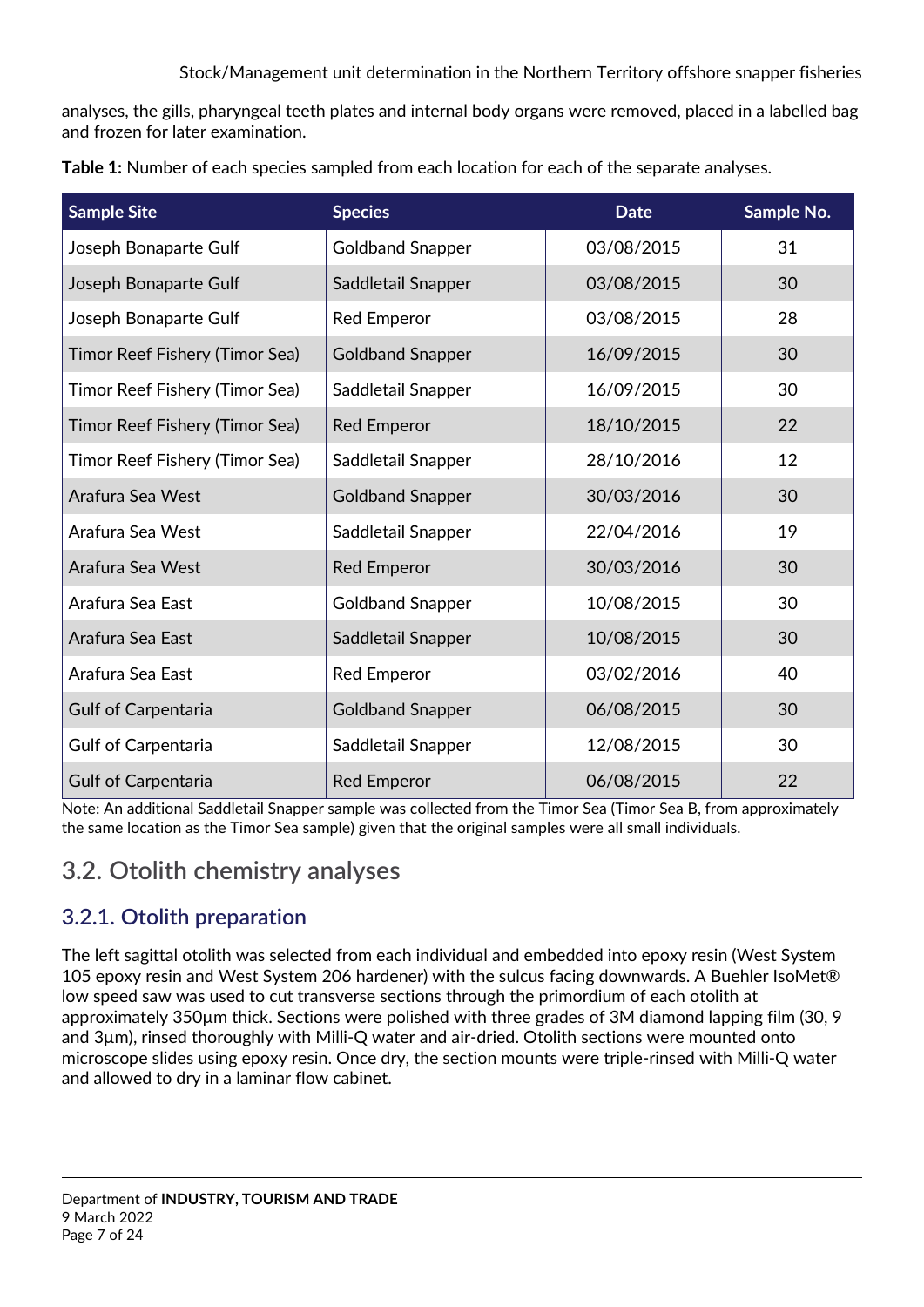analyses, the gills, pharyngeal teeth plates and internal body organs were removed, placed in a labelled bag and frozen for later examination.

**Table 1:** Number of each species sampled from each location for each of the separate analyses.

| Sample Site | Species | Date | Sample No. |
|---|---|---|---|
| Joseph Bonaparte Gulf | Goldband Snapper | 03/08/2015 | 31 |
| Joseph Bonaparte Gulf | Saddletail Snapper | 03/08/2015 | 30 |
| Joseph Bonaparte Gulf | Red Emperor | 03/08/2015 | 28 |
| Timor Reef Fishery (Timor Sea) | Goldband Snapper | 16/09/2015 | 30 |
| Timor Reef Fishery (Timor Sea) | Saddletail Snapper | 16/09/2015 | 30 |
| Timor Reef Fishery (Timor Sea) | Red Emperor | 18/10/2015 | 22 |
| Timor Reef Fishery (Timor Sea) | Saddletail Snapper | 28/10/2016 | 12 |
| Arafura Sea West | Goldband Snapper | 30/03/2016 | 30 |
| Arafura Sea West | Saddletail Snapper | 22/04/2016 | 19 |
| Arafura Sea West | Red Emperor | 30/03/2016 | 30 |
| Arafura Sea East | Goldband Snapper | 10/08/2015 | 30 |
| Arafura Sea East | Saddletail Snapper | 10/08/2015 | 30 |
| Arafura Sea East | Red Emperor | 03/02/2016 | 40 |
| Gulf of Carpentaria | Goldband Snapper | 06/08/2015 | 30 |
| Gulf of Carpentaria | Saddletail Snapper | 12/08/2015 | 30 |
| Gulf of Carpentaria | Red Emperor | 06/08/2015 | 22 |

Note: An additional Saddletail Snapper sample was collected from the Timor Sea (Timor Sea B, from approximately the same location as the Timor Sea sample) given that the original samples were all small individuals.

## 3.2. Otolith chemistry analyses

### 3.2.1. Otolith preparation

The left sagittal otolith was selected from each individual and embedded into epoxy resin (West System 105 epoxy resin and West System 206 hardener) with the sulcus facing downwards. A Buehler IsoMet® low speed saw was used to cut transverse sections through the primordium of each otolith at approximately 350µm thick. Sections were polished with three grades of 3M diamond lapping film (30, 9 and 3µm), rinsed thoroughly with Milli-Q water and air-dried. Otolith sections were mounted onto microscope slides using epoxy resin. Once dry, the section mounts were triple-rinsed with Milli-Q water and allowed to dry in a laminar flow cabinet.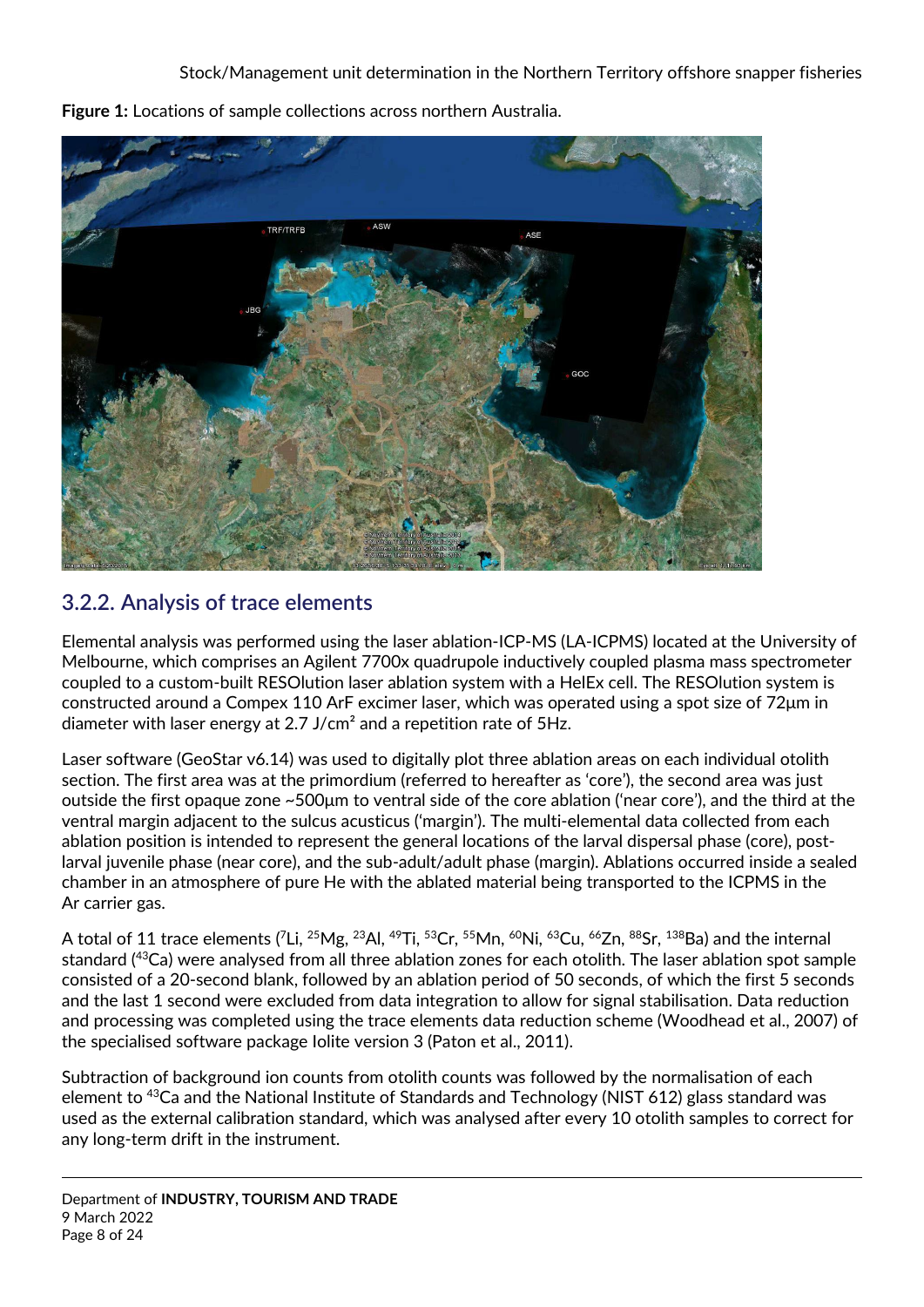**Figure 1:** Locations of sample collections across northern Australia.

## 3.2.2. Analysis of trace elements

Elemental analysis was performed using the laser ablation-ICP-MS (LA-ICPMS) located at the University of Melbourne, which comprises an Agilent 7700x quadrupole inductively coupled plasma mass spectrometer coupled to a custom-built RESOlution laser ablation system with a HelEx cell. The RESOlution system is constructed around a Compex 110 ArF excimer laser, which was operated using a spot size of 72µm in diameter with laser energy at 2.7 J/cm² and a repetition rate of 5Hz.

Laser software (GeoStar v6.14) was used to digitally plot three ablation areas on each individual otolith section. The first area was at the primordium (referred to hereafter as 'core'), the second area was just outside the first opaque zone ~500µm to ventral side of the core ablation ('near core'), and the third at the ventral margin adjacent to the sulcus acusticus ('margin'). The multi-elemental data collected from each ablation position is intended to represent the general locations of the larval dispersal phase (core), post-larval juvenile phase (near core), and the sub-adult/adult phase (margin). Ablations occurred inside a sealed chamber in an atmosphere of pure He with the ablated material being transported to the ICPMS in the Ar carrier gas.

A total of 11 trace elements ($^{7}$Li, $^{25}$Mg, $^{23}$Al, $^{49}$Ti, $^{53}$Cr, $^{55}$Mn, $^{60}$Ni, $^{63}$Cu, $^{66}$Zn, $^{88}$Sr, $^{138}$Ba) and the internal standard ($^{43}$Ca) were analysed from all three ablation zones for each otolith. The laser ablation spot sample consisted of a 20-second blank, followed by an ablation period of 50 seconds, of which the first 5 seconds and the last 1 second were excluded from data integration to allow for signal stabilisation. Data reduction and processing was completed using the trace elements data reduction scheme (Woodhead et al., 2007) of the specialised software package Iolite version 3 (Paton et al., 2011).

Subtraction of background ion counts from otolith counts was followed by the normalisation of each element to $^{43}$Ca and the National Institute of Standards and Technology (NIST 612) glass standard was used as the external calibration standard, which was analysed after every 10 otolith samples to correct for any long-term drift in the instrument.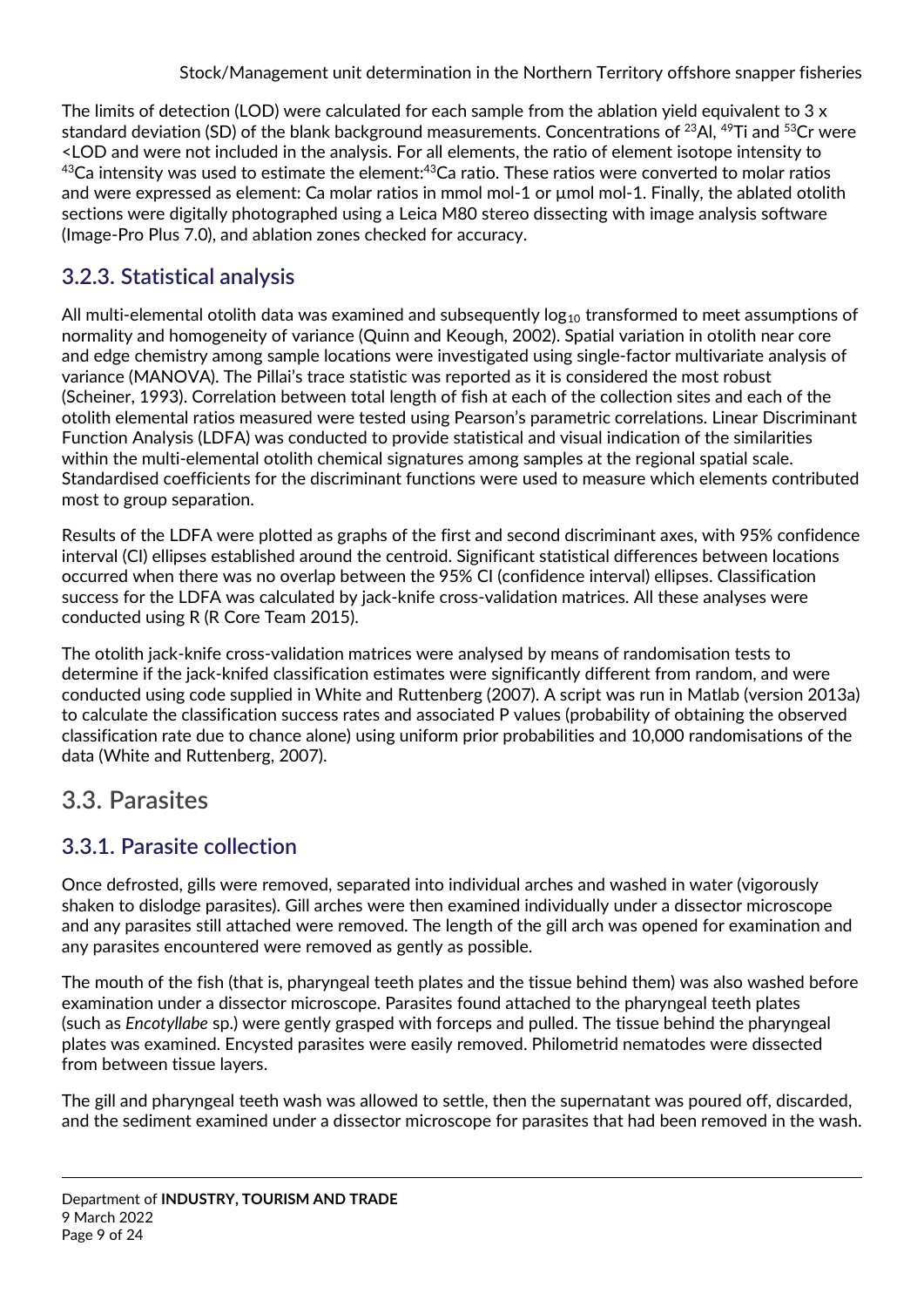The limits of detection (LOD) were calculated for each sample from the ablation yield equivalent to 3 x standard deviation (SD) of the blank background measurements. Concentrations of $^{23}Al$, $^{49}Ti$ and $^{53}Cr$ were <LOD and were not included in the analysis. For all elements, the ratio of element isotope intensity to $^{43}Ca$ intensity was used to estimate the element:$^{43}Ca$ ratio. These ratios were converted to molar ratios and were expressed as element: Ca molar ratios in mmol mol-1 or µmol mol-1. Finally, the ablated otolith sections were digitally photographed using a Leica M80 stereo dissecting with image analysis software (Image-Pro Plus 7.0), and ablation zones checked for accuracy.

### 3.2.3. Statistical analysis

All multi-elemental otolith data was examined and subsequently $\log_{10}$ transformed to meet assumptions of normality and homogeneity of variance (Quinn and Keough, 2002). Spatial variation in otolith near core and edge chemistry among sample locations were investigated using single-factor multivariate analysis of variance (MANOVA). The Pillai's trace statistic was reported as it is considered the most robust (Scheiner, 1993). Correlation between total length of fish at each of the collection sites and each of the otolith elemental ratios measured were tested using Pearson's parametric correlations. Linear Discriminant Function Analysis (LDFA) was conducted to provide statistical and visual indication of the similarities within the multi-elemental otolith chemical signatures among samples at the regional spatial scale. Standardised coefficients for the discriminant functions were used to measure which elements contributed most to group separation.

Results of the LDFA were plotted as graphs of the first and second discriminant axes, with 95% confidence interval (CI) ellipses established around the centroid. Significant statistical differences between locations occurred when there was no overlap between the 95% CI (confidence interval) ellipses. Classification success for the LDFA was calculated by jack-knife cross-validation matrices. All these analyses were conducted using R (R Core Team 2015).

The otolith jack-knife cross-validation matrices were analysed by means of randomisation tests to determine if the jack-knifed classification estimates were significantly different from random, and were conducted using code supplied in White and Ruttenberg (2007). A script was run in Matlab (version 2013a) to calculate the classification success rates and associated P values (probability of obtaining the observed classification rate due to chance alone) using uniform prior probabilities and 10,000 randomisations of the data (White and Ruttenberg, 2007).

## 3.3. Parasites

### 3.3.1. Parasite collection

Once defrosted, gills were removed, separated into individual arches and washed in water (vigorously shaken to dislodge parasites). Gill arches were then examined individually under a dissector microscope and any parasites still attached were removed. The length of the gill arch was opened for examination and any parasites encountered were removed as gently as possible.

The mouth of the fish (that is, pharyngeal teeth plates and the tissue behind them) was also washed before examination under a dissector microscope. Parasites found attached to the pharyngeal teeth plates (such as *Encotyllabe* sp.) were gently grasped with forceps and pulled. The tissue behind the pharyngeal plates was examined. Encysted parasites were easily removed. Philometrid nematodes were dissected from between tissue layers.

The gill and pharyngeal teeth wash was allowed to settle, then the supernatant was poured off, discarded, and the sediment examined under a dissector microscope for parasites that had been removed in the wash.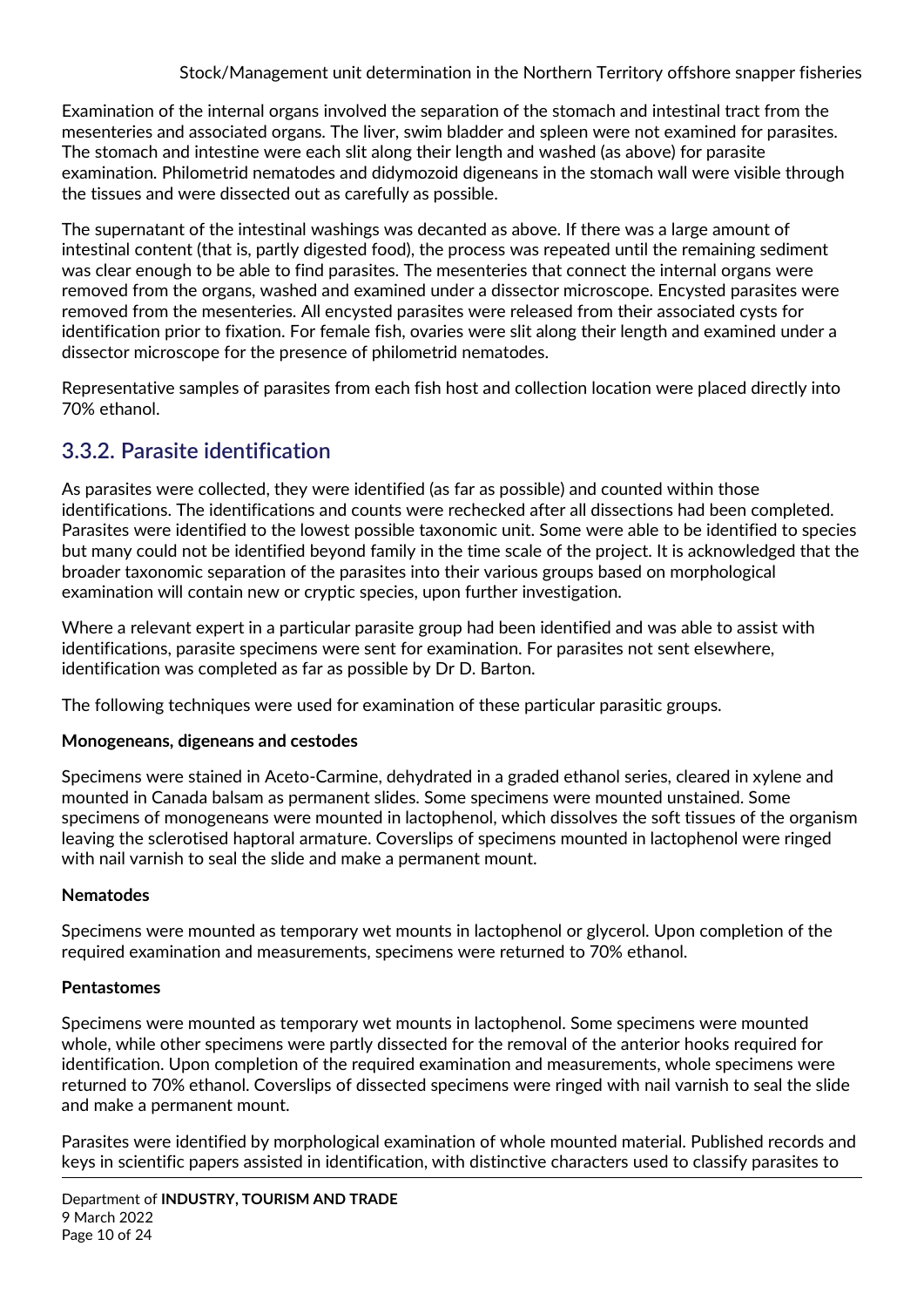Examination of the internal organs involved the separation of the stomach and intestinal tract from the mesenteries and associated organs. The liver, swim bladder and spleen were not examined for parasites. The stomach and intestine were each slit along their length and washed (as above) for parasite examination. Philometrid nematodes and didymozoid digeneans in the stomach wall were visible through the tissues and were dissected out as carefully as possible.

The supernatant of the intestinal washings was decanted as above. If there was a large amount of intestinal content (that is, partly digested food), the process was repeated until the remaining sediment was clear enough to be able to find parasites. The mesenteries that connect the internal organs were removed from the organs, washed and examined under a dissector microscope. Encysted parasites were removed from the mesenteries. All encysted parasites were released from their associated cysts for identification prior to fixation. For female fish, ovaries were slit along their length and examined under a dissector microscope for the presence of philometrid nematodes.

Representative samples of parasites from each fish host and collection location were placed directly into 70% ethanol.

## 3.3.2. Parasite identification

As parasites were collected, they were identified (as far as possible) and counted within those identifications. The identifications and counts were rechecked after all dissections had been completed. Parasites were identified to the lowest possible taxonomic unit. Some were able to be identified to species but many could not be identified beyond family in the time scale of the project. It is acknowledged that the broader taxonomic separation of the parasites into their various groups based on morphological examination will contain new or cryptic species, upon further investigation.

Where a relevant expert in a particular parasite group had been identified and was able to assist with identifications, parasite specimens were sent for examination. For parasites not sent elsewhere, identification was completed as far as possible by Dr D. Barton.

The following techniques were used for examination of these particular parasitic groups.

**Monogeneans, digeneans and cestodes**

Specimens were stained in Aceto-Carmine, dehydrated in a graded ethanol series, cleared in xylene and mounted in Canada balsam as permanent slides. Some specimens were mounted unstained. Some specimens of monogeneans were mounted in lactophenol, which dissolves the soft tissues of the organism leaving the sclerotised haptoral armature. Coverslips of specimens mounted in lactophenol were ringed with nail varnish to seal the slide and make a permanent mount.

**Nematodes**

Specimens were mounted as temporary wet mounts in lactophenol or glycerol. Upon completion of the required examination and measurements, specimens were returned to 70% ethanol.

**Pentastomes**

Specimens were mounted as temporary wet mounts in lactophenol. Some specimens were mounted whole, while other specimens were partly dissected for the removal of the anterior hooks required for identification. Upon completion of the required examination and measurements, whole specimens were returned to 70% ethanol. Coverslips of dissected specimens were ringed with nail varnish to seal the slide and make a permanent mount.

Parasites were identified by morphological examination of whole mounted material. Published records and keys in scientific papers assisted in identification, with distinctive characters used to classify parasites to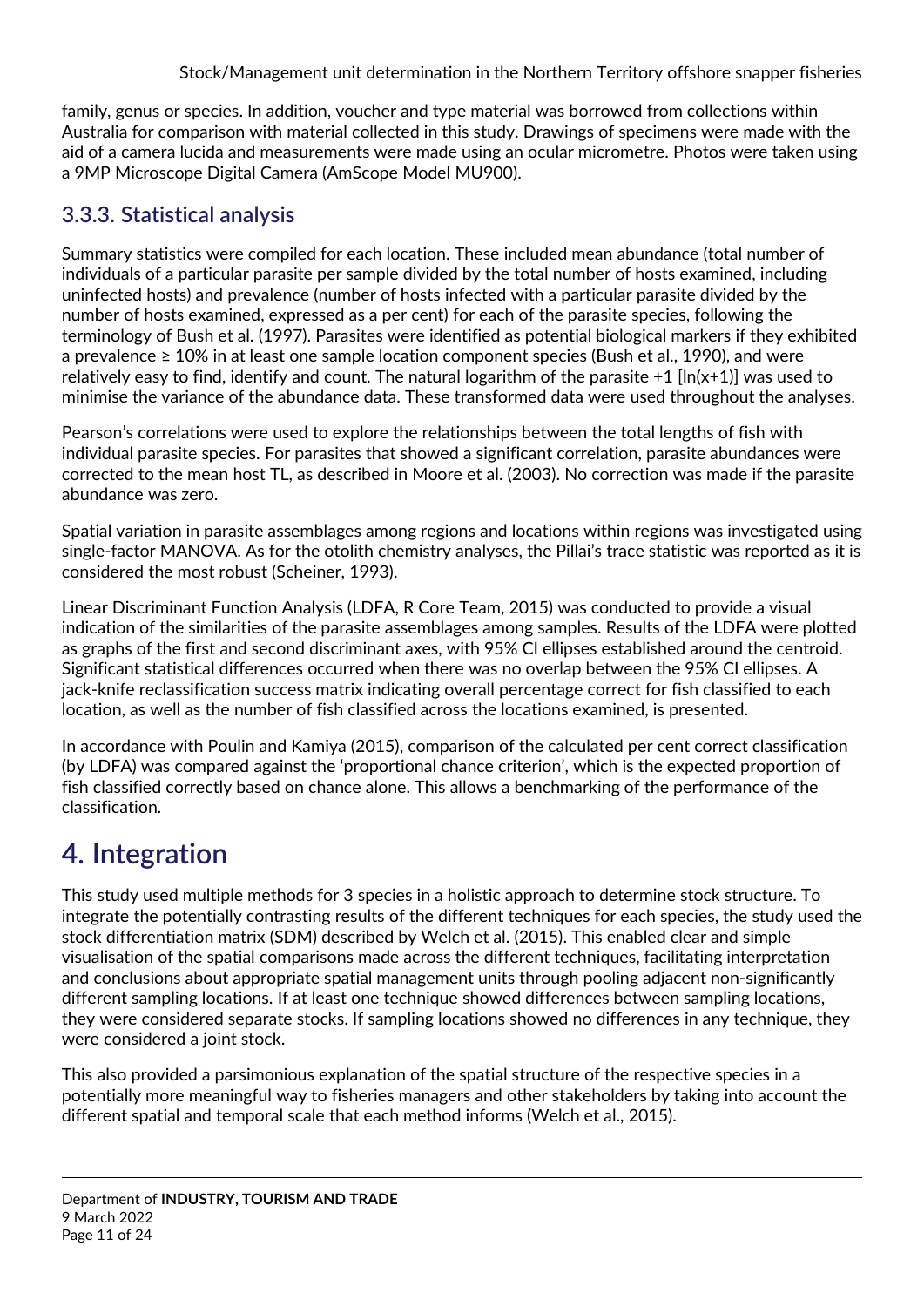family, genus or species. In addition, voucher and type material was borrowed from collections within Australia for comparison with material collected in this study. Drawings of specimens were made with the aid of a camera lucida and measurements were made using an ocular micrometre. Photos were taken using a 9MP Microscope Digital Camera (AmScope Model MU900).

### 3.3.3. Statistical analysis

Summary statistics were compiled for each location. These included mean abundance (total number of individuals of a particular parasite per sample divided by the total number of hosts examined, including uninfected hosts) and prevalence (number of hosts infected with a particular parasite divided by the number of hosts examined, expressed as a per cent) for each of the parasite species, following the terminology of Bush et al. (1997). Parasites were identified as potential biological markers if they exhibited a prevalence ≥ 10% in at least one sample location component species (Bush et al., 1990), and were relatively easy to find, identify and count. The natural logarithm of the parasite +1 [$\ln(x+1)$] was used to minimise the variance of the abundance data. These transformed data were used throughout the analyses.

Pearson's correlations were used to explore the relationships between the total lengths of fish with individual parasite species. For parasites that showed a significant correlation, parasite abundances were corrected to the mean host TL, as described in Moore et al. (2003). No correction was made if the parasite abundance was zero.

Spatial variation in parasite assemblages among regions and locations within regions was investigated using single-factor MANOVA. As for the otolith chemistry analyses, the Pillai's trace statistic was reported as it is considered the most robust (Scheiner, 1993).

Linear Discriminant Function Analysis (LDFA, R Core Team, 2015) was conducted to provide a visual indication of the similarities of the parasite assemblages among samples. Results of the LDFA were plotted as graphs of the first and second discriminant axes, with 95% CI ellipses established around the centroid. Significant statistical differences occurred when there was no overlap between the 95% CI ellipses. A jack-knife reclassification success matrix indicating overall percentage correct for fish classified to each location, as well as the number of fish classified across the locations examined, is presented.

In accordance with Poulin and Kamiya (2015), comparison of the calculated per cent correct classification (by LDFA) was compared against the 'proportional chance criterion', which is the expected proportion of fish classified correctly based on chance alone. This allows a benchmarking of the performance of the classification.

# 4. Integration

This study used multiple methods for 3 species in a holistic approach to determine stock structure. To integrate the potentially contrasting results of the different techniques for each species, the study used the stock differentiation matrix (SDM) described by Welch et al. (2015). This enabled clear and simple visualisation of the spatial comparisons made across the different techniques, facilitating interpretation and conclusions about appropriate spatial management units through pooling adjacent non-significantly different sampling locations. If at least one technique showed differences between sampling locations, they were considered separate stocks. If sampling locations showed no differences in any technique, they were considered a joint stock.

This also provided a parsimonious explanation of the spatial structure of the respective species in a potentially more meaningful way to fisheries managers and other stakeholders by taking into account the different spatial and temporal scale that each method informs (Welch et al., 2015).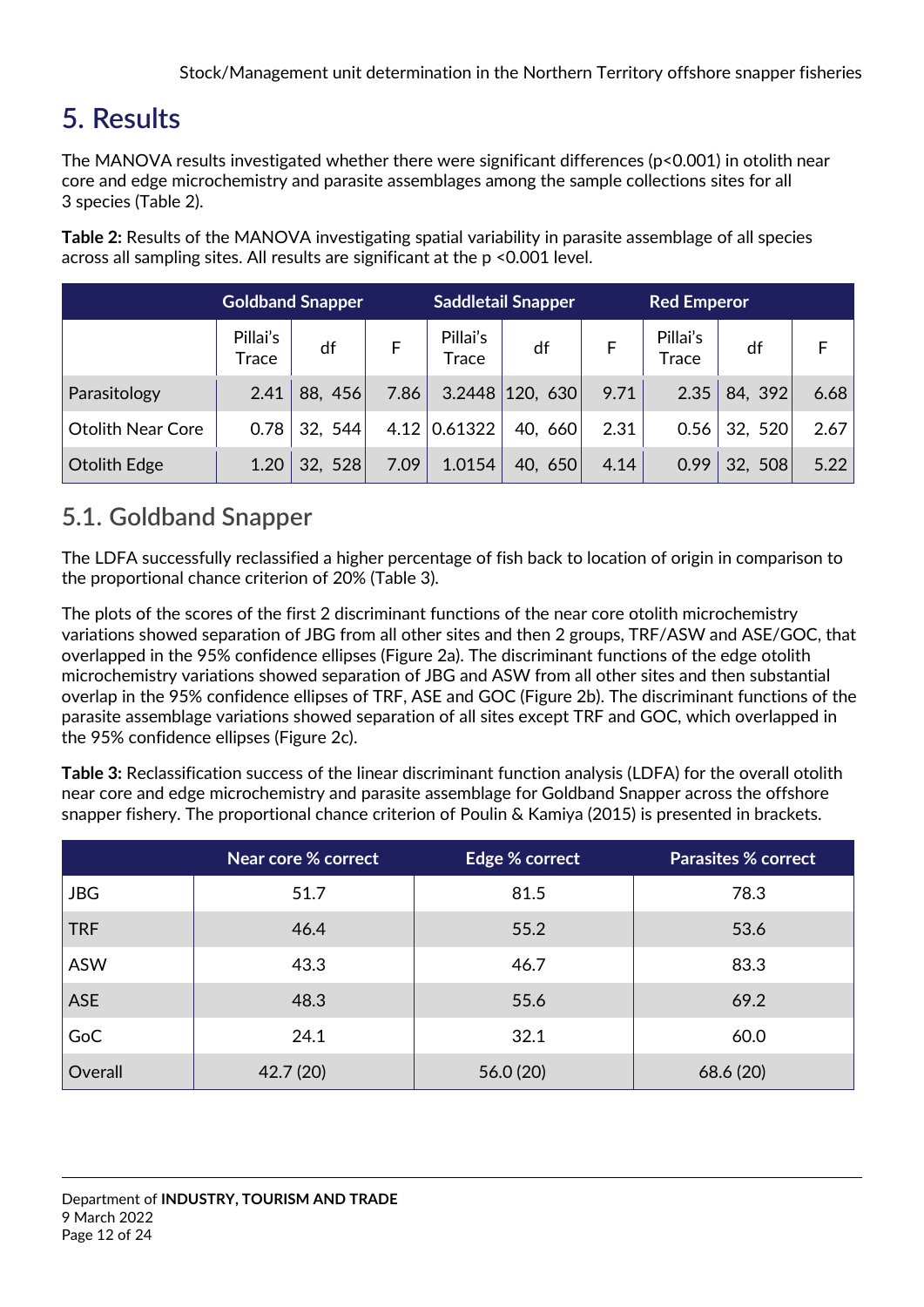# 5. Results

The MANOVA results investigated whether there were significant differences ($p<0.001$) in otolith near core and edge microchemistry and parasite assemblages among the sample collections sites for all 3 species (Table 2).

**Table 2:** Results of the MANOVA investigating spatial variability in parasite assemblage of all species across all sampling sites. All results are significant at the $p <0.001$ level.

| | Goldband Snapper | | | Saddletail Snapper | | | Red Emperor | | |
|---|---|---|---|---|---|---|---|---|---|
| | Pillai's Trace | df | F | Pillai's Trace | df | F | Pillai's Trace | df | F |
| Parasitology | 2.41 | 88, 456 | 7.86 | 3.2448 | 120, 630 | 9.71 | 2.35 | 84, 392 | 6.68 |
| Otolith Near Core | 0.78 | 32, 544 | 4.12 | 0.61322 | 40, 660 | 2.31 | 0.56 | 32, 520 | 2.67 |
| Otolith Edge | 1.20 | 32, 528 | 7.09 | 1.0154 | 40, 650 | 4.14 | 0.99 | 32, 508 | 5.22 |

## 5.1. Goldband Snapper

The LDFA successfully reclassified a higher percentage of fish back to location of origin in comparison to the proportional chance criterion of 20% (Table 3).

The plots of the scores of the first 2 discriminant functions of the near core otolith microchemistry variations showed separation of JBG from all other sites and then 2 groups, TRF/ASW and ASE/GOC, that overlapped in the 95% confidence ellipses (Figure 2a). The discriminant functions of the edge otolith microchemistry variations showed separation of JBG and ASW from all other sites and then substantial overlap in the 95% confidence ellipses of TRF, ASE and GOC (Figure 2b). The discriminant functions of the parasite assemblage variations showed separation of all sites except TRF and GOC, which overlapped in the 95% confidence ellipses (Figure 2c).

**Table 3:** Reclassification success of the linear discriminant function analysis (LDFA) for the overall otolith near core and edge microchemistry and parasite assemblage for Goldband Snapper across the offshore snapper fishery. The proportional chance criterion of Poulin & Kamiya (2015) is presented in brackets.

| | Near core % correct | Edge % correct | Parasites % correct |
|---|---|---|---|
| JBG | 51.7 | 81.5 | 78.3 |
| TRF | 46.4 | 55.2 | 53.6 |
| ASW | 43.3 | 46.7 | 83.3 |
| ASE | 48.3 | 55.6 | 69.2 |
| GoC | 24.1 | 32.1 | 60.0 |
| Overall | 42.7 (20) | 56.0 (20) | 68.6 (20) |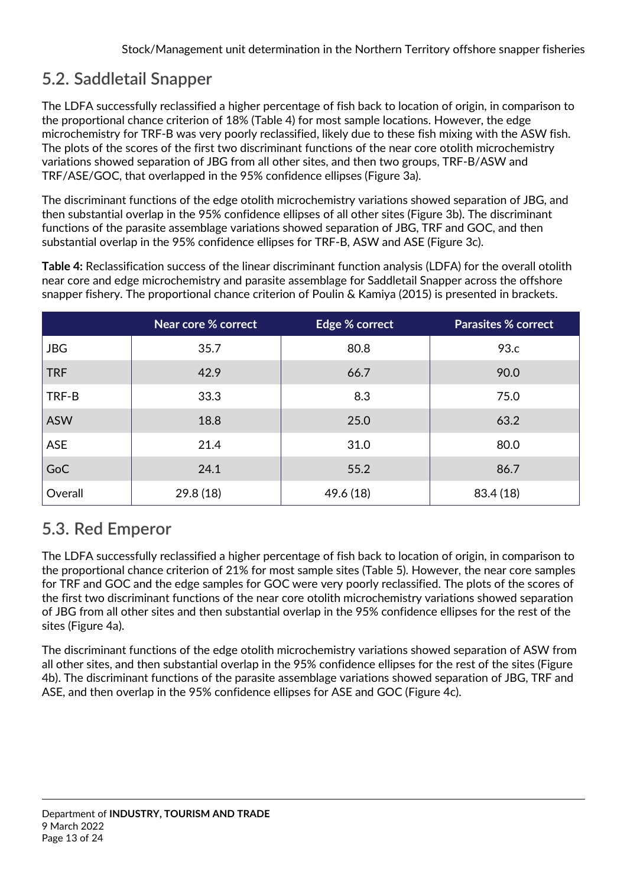## 5.2. Saddletail Snapper

The LDFA successfully reclassified a higher percentage of fish back to location of origin, in comparison to the proportional chance criterion of 18% (Table 4) for most sample locations. However, the edge microchemistry for TRF-B was very poorly reclassified, likely due to these fish mixing with the ASW fish. The plots of the scores of the first two discriminant functions of the near core otolith microchemistry variations showed separation of JBG from all other sites, and then two groups, TRF-B/ASW and TRF/ASE/GOC, that overlapped in the 95% confidence ellipses (Figure 3a).

The discriminant functions of the edge otolith microchemistry variations showed separation of JBG, and then substantial overlap in the 95% confidence ellipses of all other sites (Figure 3b). The discriminant functions of the parasite assemblage variations showed separation of JBG, TRF and GOC, and then substantial overlap in the 95% confidence ellipses for TRF-B, ASW and ASE (Figure 3c).

**Table 4:** Reclassification success of the linear discriminant function analysis (LDFA) for the overall otolith near core and edge microchemistry and parasite assemblage for Saddletail Snapper across the offshore snapper fishery. The proportional chance criterion of Poulin & Kamiya (2015) is presented in brackets.

| | Near core % correct | Edge % correct | Parasites % correct |
|---|---|---|---|
| JBG | 35.7 | 80.8 | 93.c |
| TRF | 42.9 | 66.7 | 90.0 |
| TRF-B | 33.3 | 8.3 | 75.0 |
| ASW | 18.8 | 25.0 | 63.2 |
| ASE | 21.4 | 31.0 | 80.0 |
| GoC | 24.1 | 55.2 | 86.7 |
| Overall | 29.8 (18) | 49.6 (18) | 83.4 (18) |

## 5.3. Red Emperor

The LDFA successfully reclassified a higher percentage of fish back to location of origin, in comparison to the proportional chance criterion of 21% for most sample sites (Table 5). However, the near core samples for TRF and GOC and the edge samples for GOC were very poorly reclassified. The plots of the scores of the first two discriminant functions of the near core otolith microchemistry variations showed separation of JBG from all other sites and then substantial overlap in the 95% confidence ellipses for the rest of the sites (Figure 4a).

The discriminant functions of the edge otolith microchemistry variations showed separation of ASW from all other sites, and then substantial overlap in the 95% confidence ellipses for the rest of the sites (Figure 4b). The discriminant functions of the parasite assemblage variations showed separation of JBG, TRF and ASE, and then overlap in the 95% confidence ellipses for ASE and GOC (Figure 4c).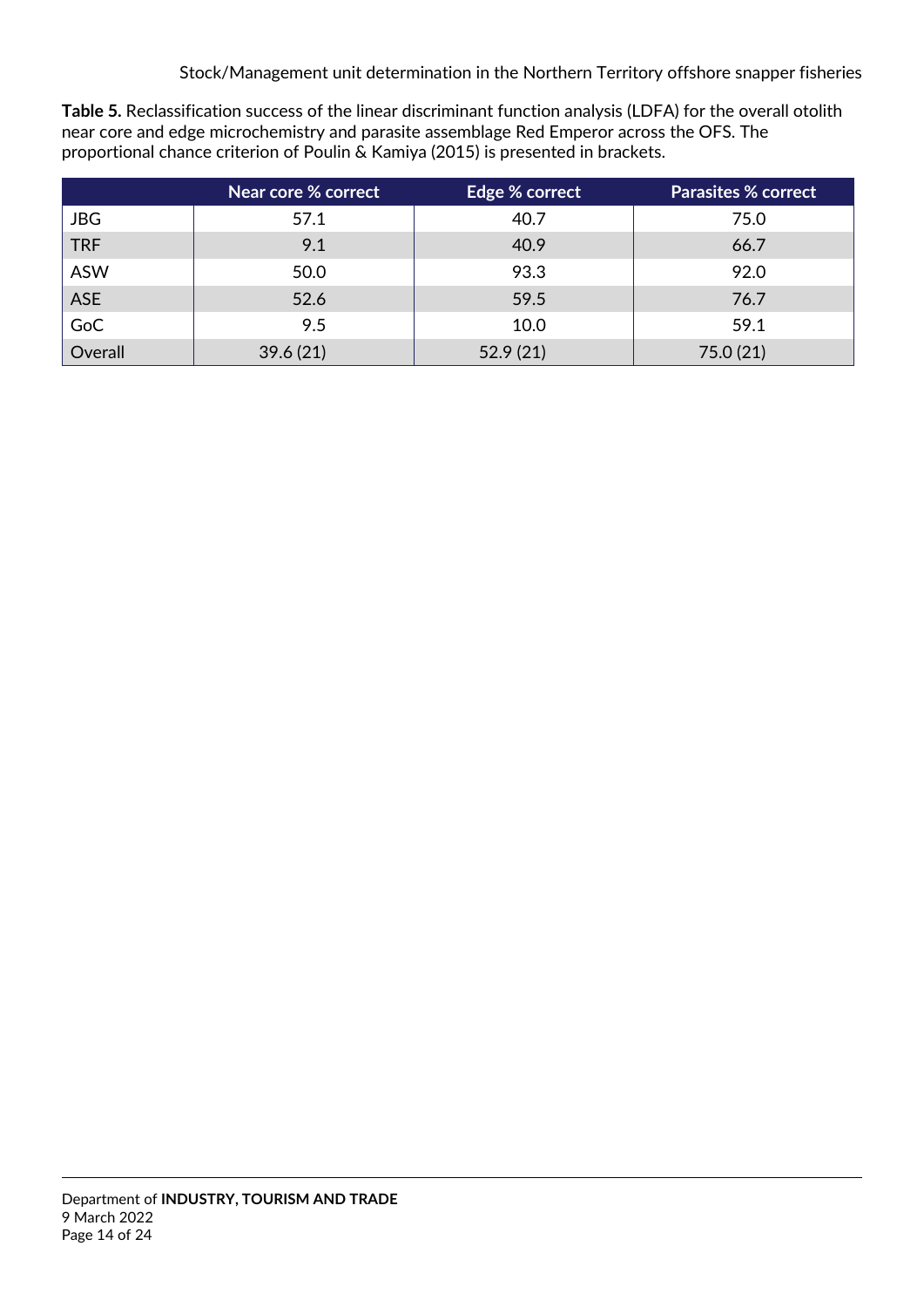**Table 5.** Reclassification success of the linear discriminant function analysis (LDFA) for the overall otolith near core and edge microchemistry and parasite assemblage Red Emperor across the OFS. The proportional chance criterion of Poulin & Kamiya (2015) is presented in brackets.

| | Near core % correct | Edge % correct | Parasites % correct |
|---|---|---|---|
| JBG | 57.1 | 40.7 | 75.0 |
| TRF | 9.1 | 40.9 | 66.7 |
| ASW | 50.0 | 93.3 | 92.0 |
| ASE | 52.6 | 59.5 | 76.7 |
| GoC | 9.5 | 10.0 | 59.1 |
| Overall | 39.6 (21) | 52.9 (21) | 75.0 (21) |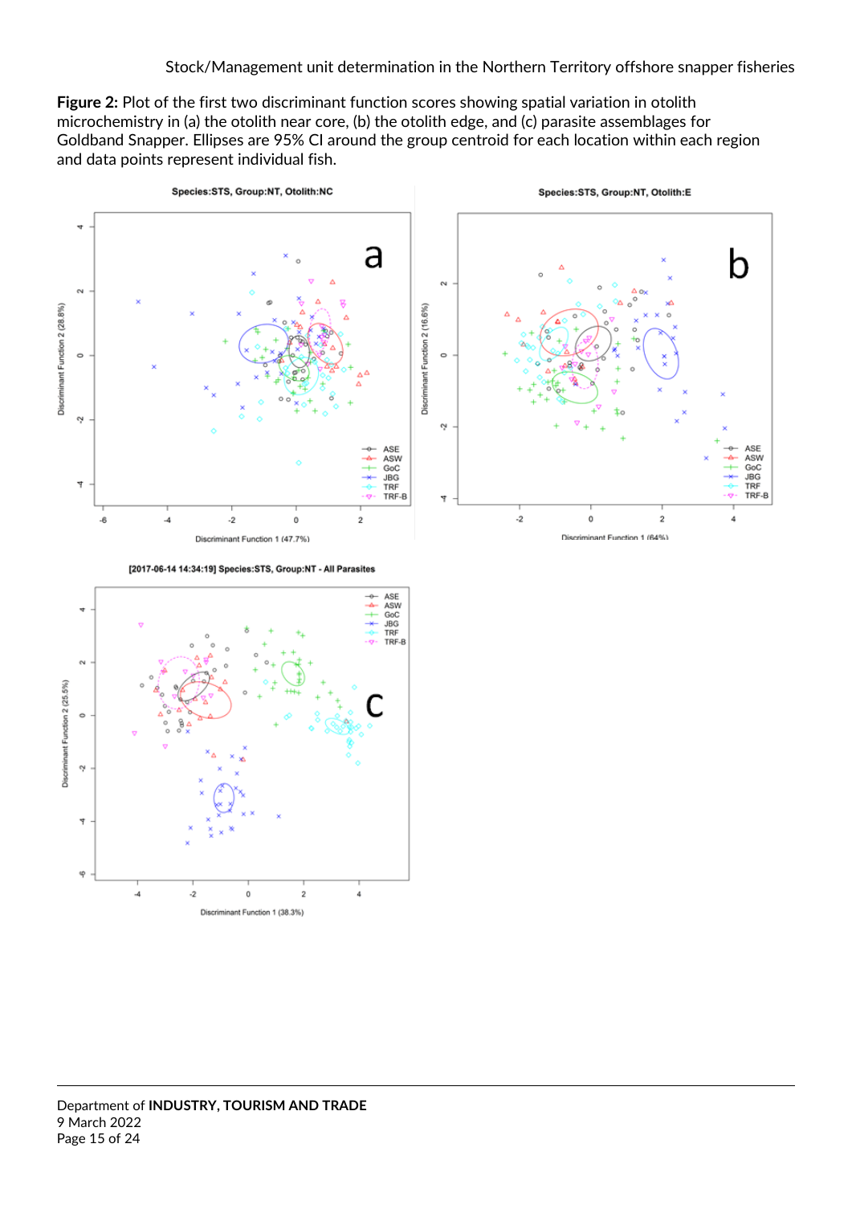**Figure 2:** Plot of the first two discriminant function scores showing spatial variation in otolith microchemistry in (a) the otolith near core, (b) the otolith edge, and (c) parasite assemblages for Goldband Snapper. Ellipses are 95% CI around the group centroid for each location within each region and data points represent individual fish.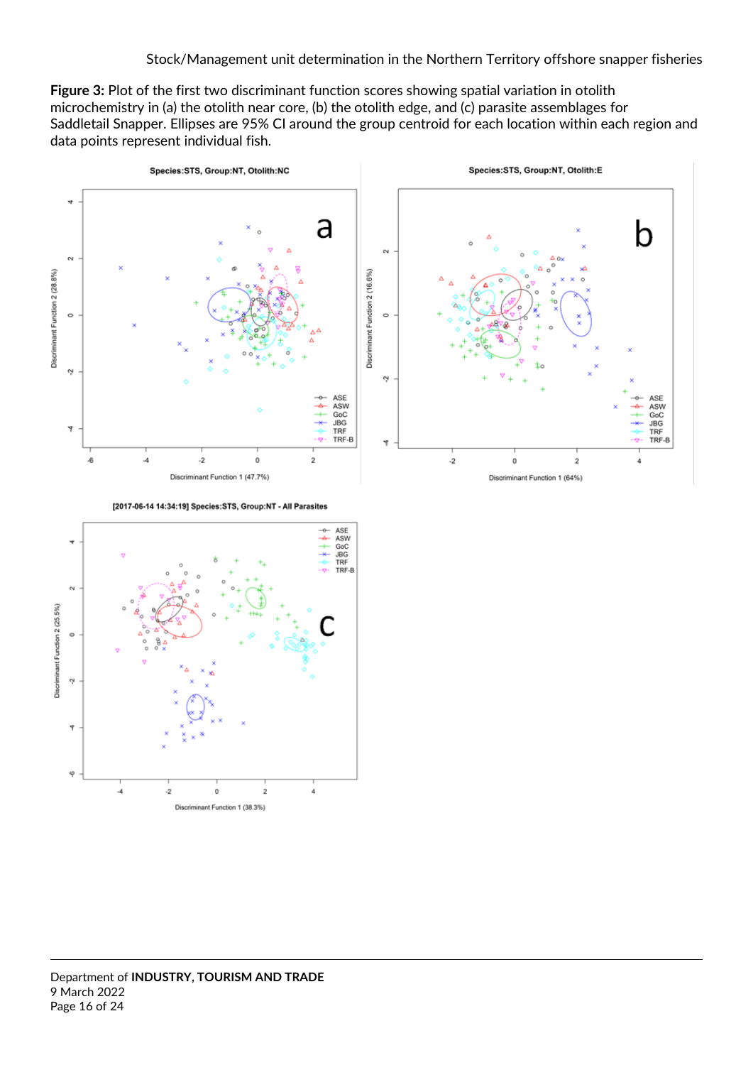**Figure 3:** Plot of the first two discriminant function scores showing spatial variation in otolith microchemistry in (a) the otolith near core, (b) the otolith edge, and (c) parasite assemblages for Saddletail Snapper. Ellipses are 95% CI around the group centroid for each location within each region and data points represent individual fish.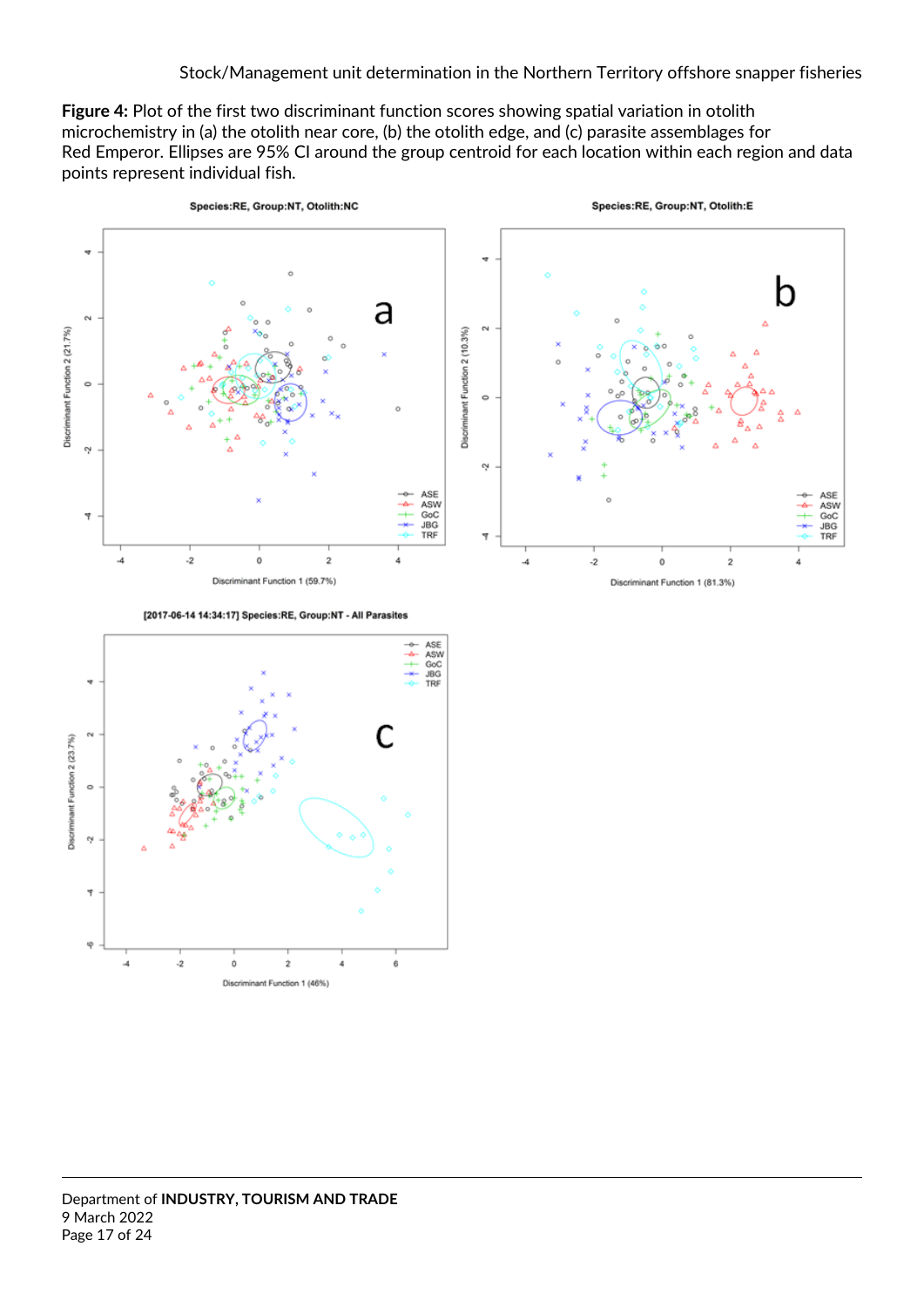**Figure 4:** Plot of the first two discriminant function scores showing spatial variation in otolith microchemistry in (a) the otolith near core, (b) the otolith edge, and (c) parasite assemblages for Red Emperor. Ellipses are 95% CI around the group centroid for each location within each region and data points represent individual fish.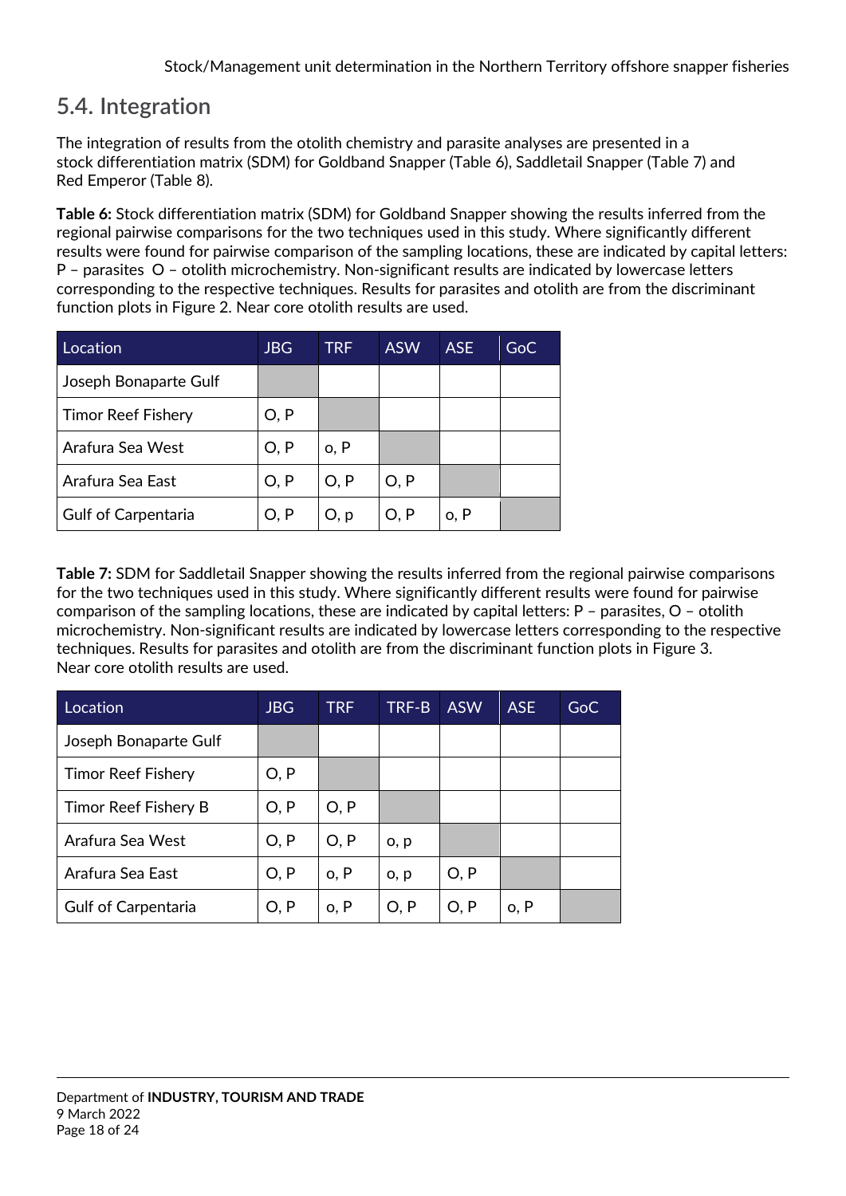## 5.4. Integration

The integration of results from the otolith chemistry and parasite analyses are presented in a stock differentiation matrix (SDM) for Goldband Snapper (Table 6), Saddletail Snapper (Table 7) and Red Emperor (Table 8).

**Table 6:** Stock differentiation matrix (SDM) for Goldband Snapper showing the results inferred from the regional pairwise comparisons for the two techniques used in this study. Where significantly different results were found for pairwise comparison of the sampling locations, these are indicated by capital letters: P – parasites O – otolith microchemistry. Non-significant results are indicated by lowercase letters corresponding to the respective techniques. Results for parasites and otolith are from the discriminant function plots in Figure 2. Near core otolith results are used.

| Location | JBG | TRF | ASW | ASE | GoC |
|---|---|---|---|---|---|
| Joseph Bonaparte Gulf | | | | | |
| Timor Reef Fishery | O, P | | | | |
| Arafura Sea West | O, P | o, P | | | |
| Arafura Sea East | O, P | O, P | O, P | | |
| Gulf of Carpentaria | O, P | O, p | O, P | o, P | |

**Table 7:** SDM for Saddletail Snapper showing the results inferred from the regional pairwise comparisons for the two techniques used in this study. Where significantly different results were found for pairwise comparison of the sampling locations, these are indicated by capital letters: P – parasites, O – otolith microchemistry. Non-significant results are indicated by lowercase letters corresponding to the respective techniques. Results for parasites and otolith are from the discriminant function plots in Figure 3. Near core otolith results are used.

| Location | JBG | TRF | TRF-B | ASW | ASE | GoC |
|---|---|---|---|---|---|---|
| Joseph Bonaparte Gulf | | | | | | |
| Timor Reef Fishery | O, P | | | | | |
| Timor Reef Fishery B | O, P | O, P | | | | |
| Arafura Sea West | O, P | O, P | o, p | | | |
| Arafura Sea East | O, P | o, P | o, p | O, P | | |
| Gulf of Carpentaria | O, P | o, P | O, P | O, P | o, P | |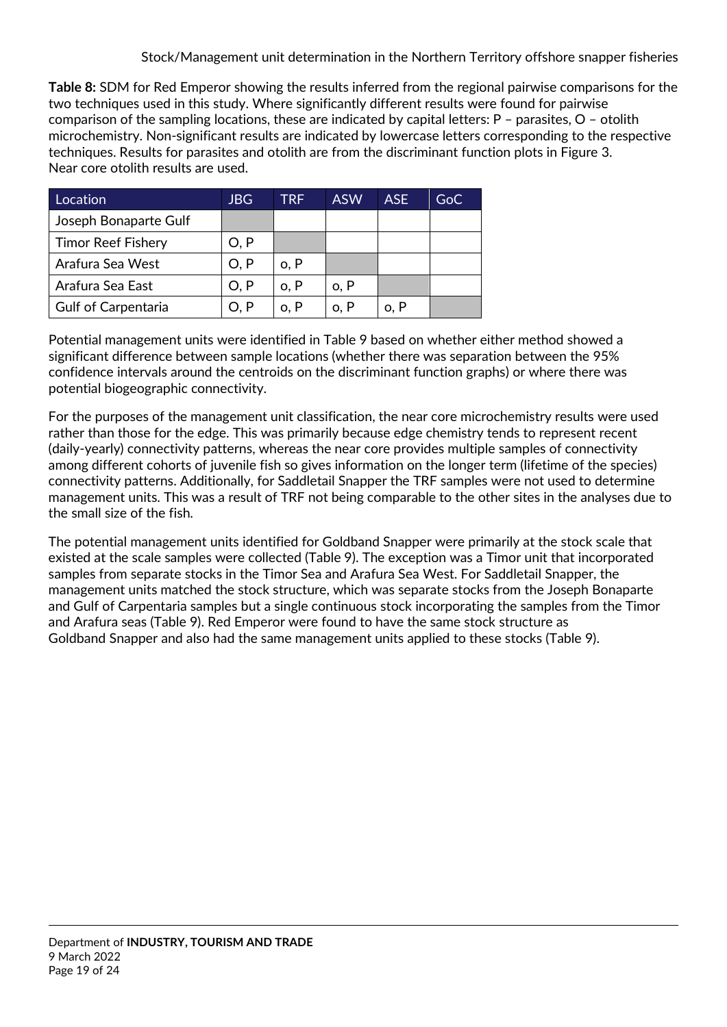**Table 8:** SDM for Red Emperor showing the results inferred from the regional pairwise comparisons for the two techniques used in this study. Where significantly different results were found for pairwise comparison of the sampling locations, these are indicated by capital letters: P – parasites, O – otolith microchemistry. Non-significant results are indicated by lowercase letters corresponding to the respective techniques. Results for parasites and otolith are from the discriminant function plots in Figure 3. Near core otolith results are used.

| Location | JBG | TRF | ASW | ASE | GoC |
|---|---|---|---|---|---|
| Joseph Bonaparte Gulf | | | | | |
| Timor Reef Fishery | O, P | | | | |
| Arafura Sea West | O, P | o, P | | | |
| Arafura Sea East | O, P | o, P | o, P | | |
| Gulf of Carpentaria | O, P | o, P | o, P | o, P | |

Potential management units were identified in Table 9 based on whether either method showed a significant difference between sample locations (whether there was separation between the 95% confidence intervals around the centroids on the discriminant function graphs) or where there was potential biogeographic connectivity.

For the purposes of the management unit classification, the near core microchemistry results were used rather than those for the edge. This was primarily because edge chemistry tends to represent recent (daily-yearly) connectivity patterns, whereas the near core provides multiple samples of connectivity among different cohorts of juvenile fish so gives information on the longer term (lifetime of the species) connectivity patterns. Additionally, for Saddletail Snapper the TRF samples were not used to determine management units. This was a result of TRF not being comparable to the other sites in the analyses due to the small size of the fish.

The potential management units identified for Goldband Snapper were primarily at the stock scale that existed at the scale samples were collected (Table 9). The exception was a Timor unit that incorporated samples from separate stocks in the Timor Sea and Arafura Sea West. For Saddletail Snapper, the management units matched the stock structure, which was separate stocks from the Joseph Bonaparte and Gulf of Carpentaria samples but a single continuous stock incorporating the samples from the Timor and Arafura seas (Table 9). Red Emperor were found to have the same stock structure as Goldband Snapper and also had the same management units applied to these stocks (Table 9).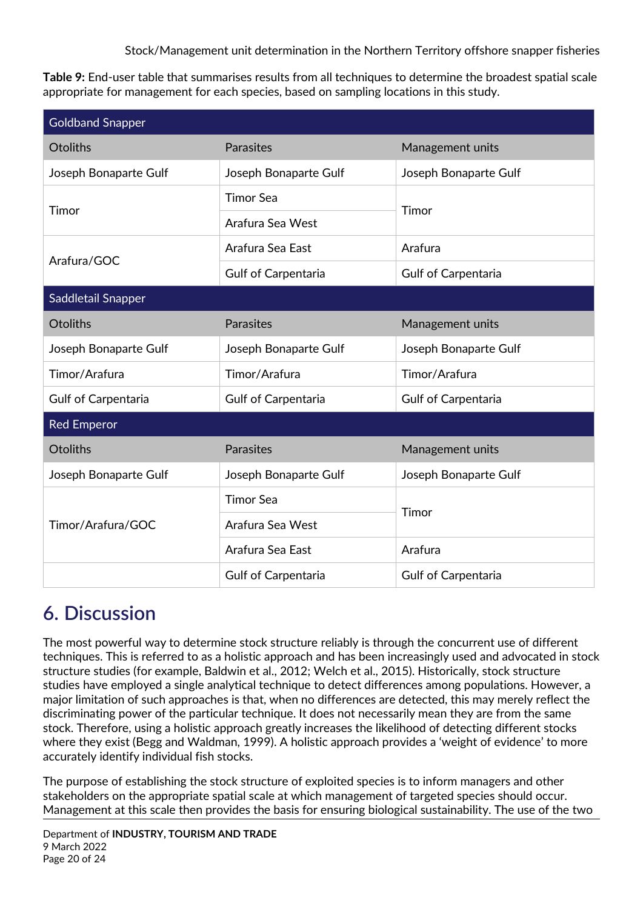**Table 9:** End-user table that summarises results from all techniques to determine the broadest spatial scale appropriate for management for each species, based on sampling locations in this study.

| Goldband Snapper | | |
|---|---|---|
| **Otoliths** | **Parasites** | **Management units** |
| Joseph Bonaparte Gulf | Joseph Bonaparte Gulf | Joseph Bonaparte Gulf |
| Timor | Timor Sea | Timor |
| | Arafura Sea West | |
| Arafura/GOC | Arafura Sea East | Arafura |
| | Gulf of Carpentaria | Gulf of Carpentaria |
| **Saddletail Snapper** | | |
| **Otoliths** | **Parasites** | **Management units** |
| Joseph Bonaparte Gulf | Joseph Bonaparte Gulf | Joseph Bonaparte Gulf |
| Timor/Arafura | Timor/Arafura | Timor/Arafura |
| Gulf of Carpentaria | Gulf of Carpentaria | Gulf of Carpentaria |
| **Red Emperor** | | |
| **Otoliths** | **Parasites** | **Management units** |
| Joseph Bonaparte Gulf | Joseph Bonaparte Gulf | Joseph Bonaparte Gulf |
| Timor/Arafura/GOC | Timor Sea | Timor |
| | Arafura Sea West | |
| | Arafura Sea East | Arafura |
| | Gulf of Carpentaria | Gulf of Carpentaria |

# 6. Discussion

The most powerful way to determine stock structure reliably is through the concurrent use of different techniques. This is referred to as a holistic approach and has been increasingly used and advocated in stock structure studies (for example, Baldwin et al., 2012; Welch et al., 2015). Historically, stock structure studies have employed a single analytical technique to detect differences among populations. However, a major limitation of such approaches is that, when no differences are detected, this may merely reflect the discriminating power of the particular technique. It does not necessarily mean they are from the same stock. Therefore, using a holistic approach greatly increases the likelihood of detecting different stocks where they exist (Begg and Waldman, 1999). A holistic approach provides a 'weight of evidence' to more accurately identify individual fish stocks.

The purpose of establishing the stock structure of exploited species is to inform managers and other stakeholders on the appropriate spatial scale at which management of targeted species should occur. Management at this scale then provides the basis for ensuring biological sustainability. The use of the two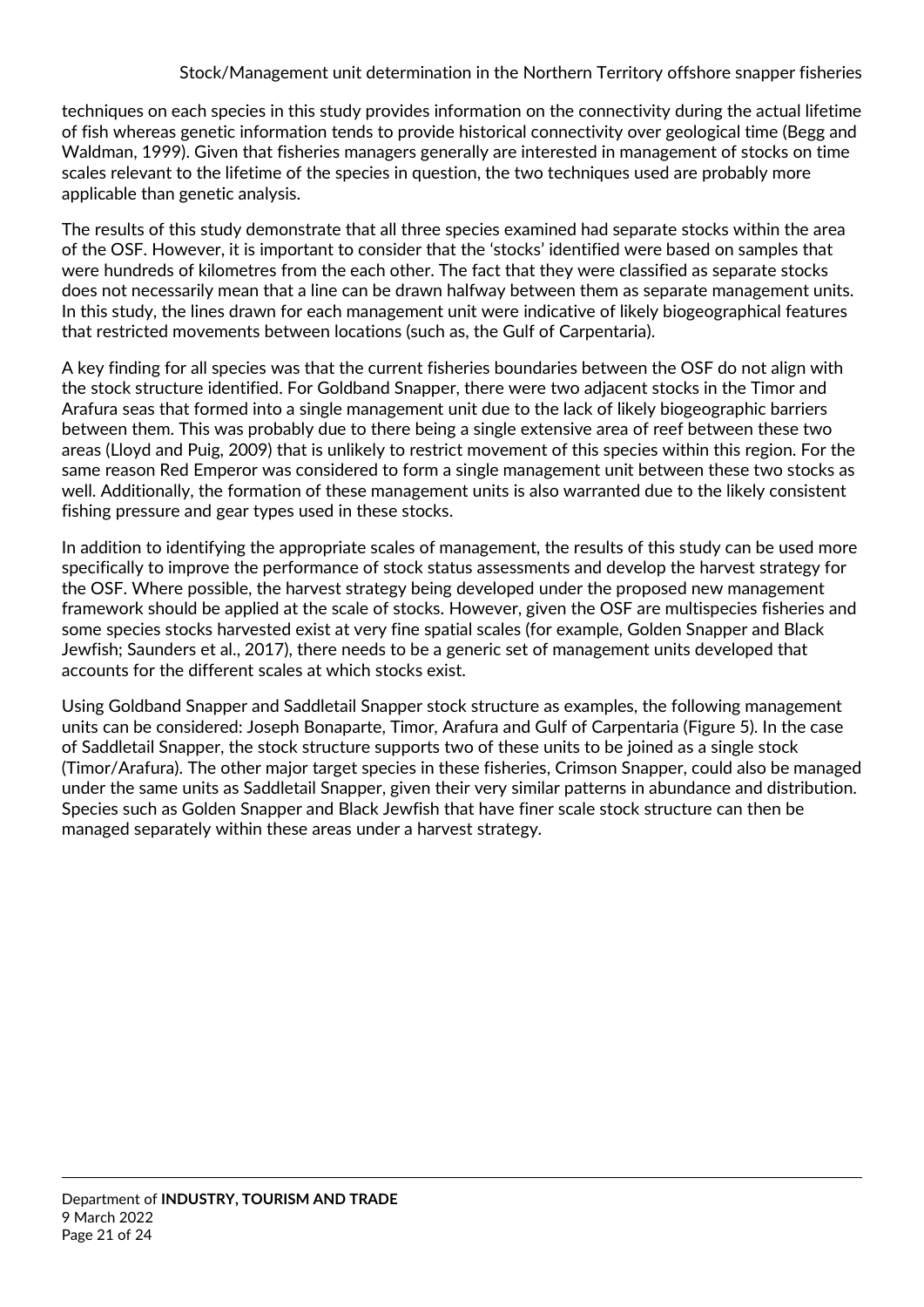techniques on each species in this study provides information on the connectivity during the actual lifetime of fish whereas genetic information tends to provide historical connectivity over geological time (Begg and Waldman, 1999). Given that fisheries managers generally are interested in management of stocks on time scales relevant to the lifetime of the species in question, the two techniques used are probably more applicable than genetic analysis.

The results of this study demonstrate that all three species examined had separate stocks within the area of the OSF. However, it is important to consider that the 'stocks' identified were based on samples that were hundreds of kilometres from the each other. The fact that they were classified as separate stocks does not necessarily mean that a line can be drawn halfway between them as separate management units. In this study, the lines drawn for each management unit were indicative of likely biogeographical features that restricted movements between locations (such as, the Gulf of Carpentaria).

A key finding for all species was that the current fisheries boundaries between the OSF do not align with the stock structure identified. For Goldband Snapper, there were two adjacent stocks in the Timor and Arafura seas that formed into a single management unit due to the lack of likely biogeographic barriers between them. This was probably due to there being a single extensive area of reef between these two areas (Lloyd and Puig, 2009) that is unlikely to restrict movement of this species within this region. For the same reason Red Emperor was considered to form a single management unit between these two stocks as well. Additionally, the formation of these management units is also warranted due to the likely consistent fishing pressure and gear types used in these stocks.

In addition to identifying the appropriate scales of management, the results of this study can be used more specifically to improve the performance of stock status assessments and develop the harvest strategy for the OSF. Where possible, the harvest strategy being developed under the proposed new management framework should be applied at the scale of stocks. However, given the OSF are multispecies fisheries and some species stocks harvested exist at very fine spatial scales (for example, Golden Snapper and Black Jewfish; Saunders et al., 2017), there needs to be a generic set of management units developed that accounts for the different scales at which stocks exist.

Using Goldband Snapper and Saddletail Snapper stock structure as examples, the following management units can be considered: Joseph Bonaparte, Timor, Arafura and Gulf of Carpentaria (Figure 5). In the case of Saddletail Snapper, the stock structure supports two of these units to be joined as a single stock (Timor/Arafura). The other major target species in these fisheries, Crimson Snapper, could also be managed under the same units as Saddletail Snapper, given their very similar patterns in abundance and distribution. Species such as Golden Snapper and Black Jewfish that have finer scale stock structure can then be managed separately within these areas under a harvest strategy.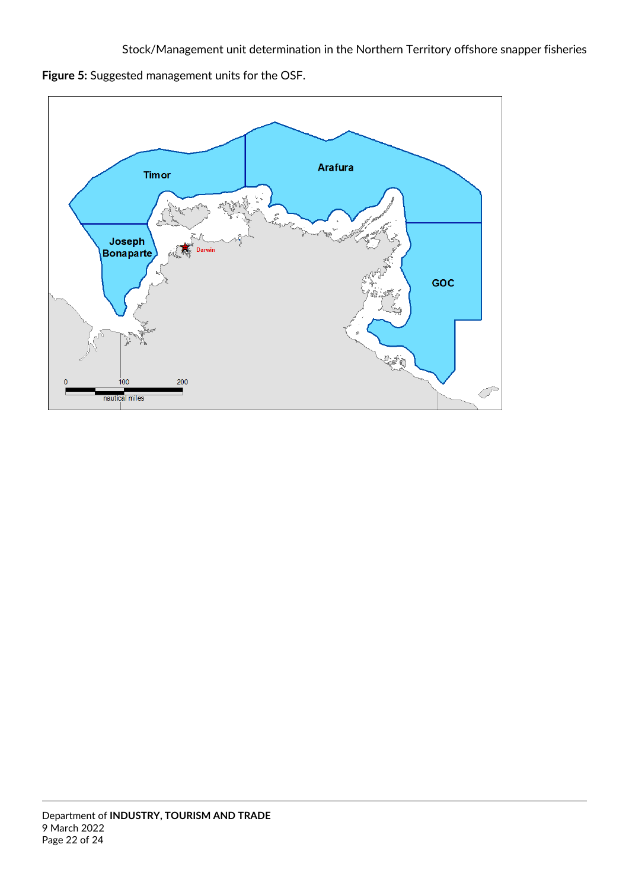**Figure 5:** Suggested management units for the OSF.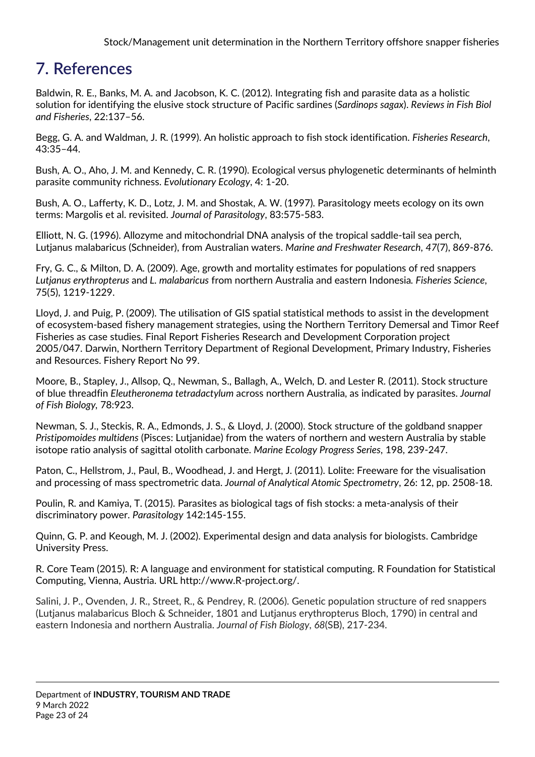# 7. References

Baldwin, R. E., Banks, M. A. and Jacobson, K. C. (2012). Integrating fish and parasite data as a holistic solution for identifying the elusive stock structure of Pacific sardines (*Sardinops sagax*). *Reviews in Fish Biol and Fisheries*, 22:137–56.

Begg, G. A. and Waldman, J. R. (1999). An holistic approach to fish stock identification. *Fisheries Research*, 43:35–44.

Bush, A. O., Aho, J. M. and Kennedy, C. R. (1990). Ecological versus phylogenetic determinants of helminth parasite community richness. *Evolutionary Ecology*, 4: 1-20.

Bush, A. O., Lafferty, K. D., Lotz, J. M. and Shostak, A. W. (1997). Parasitology meets ecology on its own terms: Margolis et al. revisited. *Journal of Parasitology*, 83:575-583.

Elliott, N. G. (1996). Allozyme and mitochondrial DNA analysis of the tropical saddle-tail sea perch, Lutjanus malabaricus (Schneider), from Australian waters. *Marine and Freshwater Research*, *47*(7), 869-876.

Fry, G. C., & Milton, D. A. (2009). Age, growth and mortality estimates for populations of red snappers *Lutjanus erythropterus* and *L. malabaricus* from northern Australia and eastern Indonesia. *Fisheries Science*, 75(5), 1219-1229.

Lloyd, J. and Puig, P. (2009). The utilisation of GIS spatial statistical methods to assist in the development of ecosystem-based fishery management strategies, using the Northern Territory Demersal and Timor Reef Fisheries as case studies. Final Report Fisheries Research and Development Corporation project 2005/047. Darwin, Northern Territory Department of Regional Development, Primary Industry, Fisheries and Resources. Fishery Report No 99.

Moore, B., Stapley, J., Allsop, Q., Newman, S., Ballagh, A., Welch, D. and Lester R. (2011). Stock structure of blue threadfin *Eleutheronema tetradactylum* across northern Australia, as indicated by parasites. *Journal of Fish Biology*, 78:923.

Newman, S. J., Steckis, R. A., Edmonds, J. S., & Lloyd, J. (2000). Stock structure of the goldband snapper *Pristipomoides multidens* (Pisces: Lutjanidae) from the waters of northern and western Australia by stable isotope ratio analysis of sagittal otolith carbonate. *Marine Ecology Progress Series*, 198, 239-247.

Paton, C., Hellstrom, J., Paul, B., Woodhead, J. and Hergt, J. (2011). Lolite: Freeware for the visualisation and processing of mass spectrometric data. *Journal of Analytical Atomic Spectrometry*, 26: 12, pp. 2508-18.

Poulin, R. and Kamiya, T. (2015). Parasites as biological tags of fish stocks: a meta-analysis of their discriminatory power. *Parasitology* 142:145-155.

Quinn, G. P. and Keough, M. J. (2002). Experimental design and data analysis for biologists. Cambridge University Press.

R. Core Team (2015). R: A language and environment for statistical computing. R Foundation for Statistical Computing, Vienna, Austria. URL http://www.R-project.org/.

Salini, J. P., Ovenden, J. R., Street, R., & Pendrey, R. (2006). Genetic population structure of red snappers (Lutjanus malabaricus Bloch & Schneider, 1801 and Lutjanus erythropterus Bloch, 1790) in central and eastern Indonesia and northern Australia. *Journal of Fish Biology*, *68*(SB), 217-234.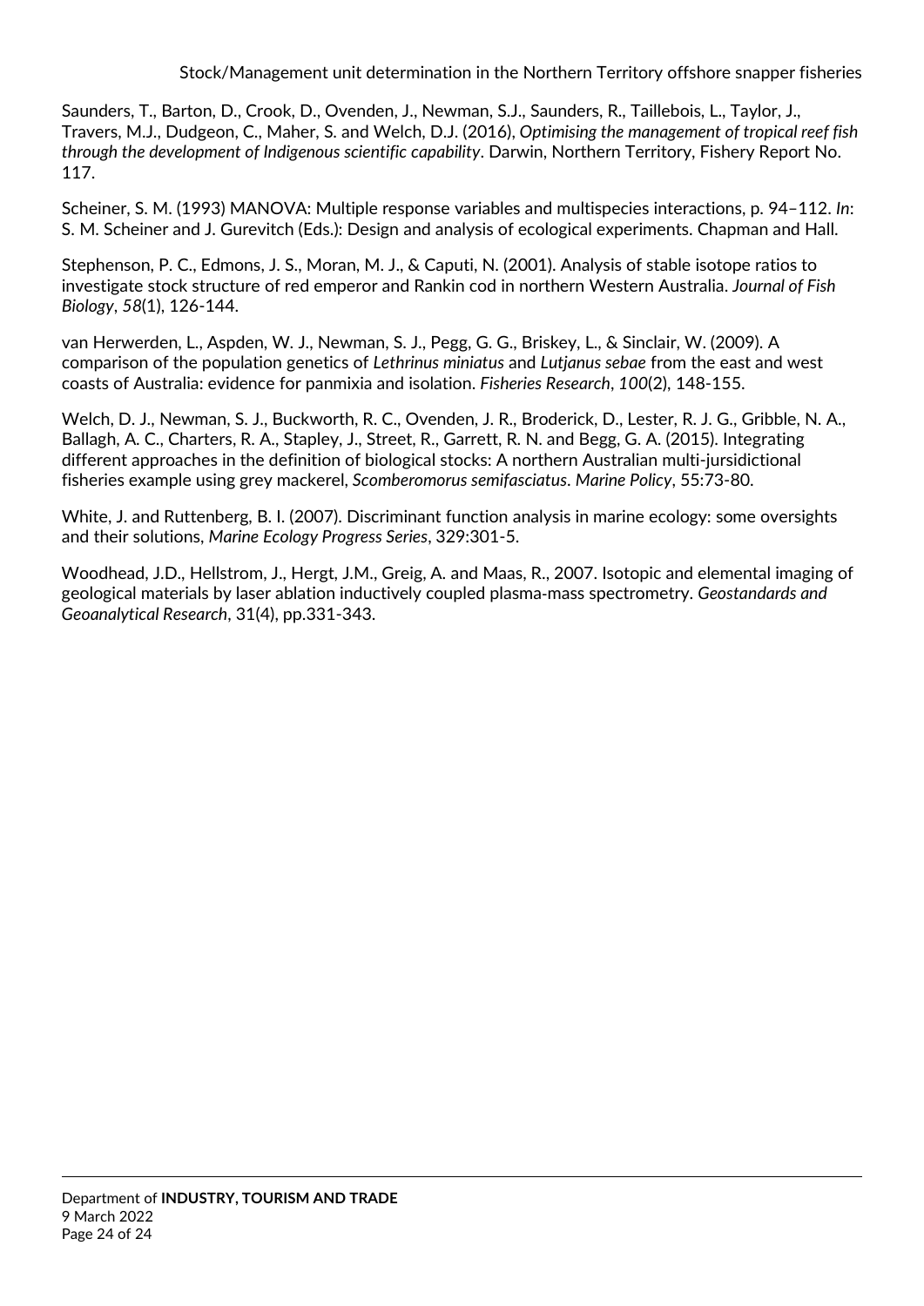Saunders, T., Barton, D., Crook, D., Ovenden, J., Newman, S.J., Saunders, R., Taillebois, L., Taylor, J., Travers, M.J., Dudgeon, C., Maher, S. and Welch, D.J. (2016), *Optimising the management of tropical reef fish through the development of Indigenous scientific capability*. Darwin, Northern Territory, Fishery Report No. 117.

Scheiner, S. M. (1993) MANOVA: Multiple response variables and multispecies interactions, p. 94–112. *In*: S. M. Scheiner and J. Gurevitch (Eds.): Design and analysis of ecological experiments. Chapman and Hall.

Stephenson, P. C., Edmons, J. S., Moran, M. J., & Caputi, N. (2001). Analysis of stable isotope ratios to investigate stock structure of red emperor and Rankin cod in northern Western Australia. *Journal of Fish Biology*, *58*(1), 126-144.

van Herwerden, L., Aspden, W. J., Newman, S. J., Pegg, G. G., Briskey, L., & Sinclair, W. (2009). A comparison of the population genetics of *Lethrinus miniatus* and *Lutjanus sebae* from the east and west coasts of Australia: evidence for panmixia and isolation. *Fisheries Research*, *100*(2), 148-155.

Welch, D. J., Newman, S. J., Buckworth, R. C., Ovenden, J. R., Broderick, D., Lester, R. J. G., Gribble, N. A., Ballagh, A. C., Charters, R. A., Stapley, J., Street, R., Garrett, R. N. and Begg, G. A. (2015). Integrating different approaches in the definition of biological stocks: A northern Australian multi-jursidictional fisheries example using grey mackerel, *Scomberomorus semifasciatus*. *Marine Policy*, 55:73-80.

White, J. and Ruttenberg, B. I. (2007). Discriminant function analysis in marine ecology: some oversights and their solutions, *Marine Ecology Progress Series*, 329:301-5.

Woodhead, J.D., Hellstrom, J., Hergt, J.M., Greig, A. and Maas, R., 2007. Isotopic and elemental imaging of geological materials by laser ablation inductively coupled plasma-mass spectrometry. *Geostandards and Geoanalytical Research*, 31(4), pp.331-343.